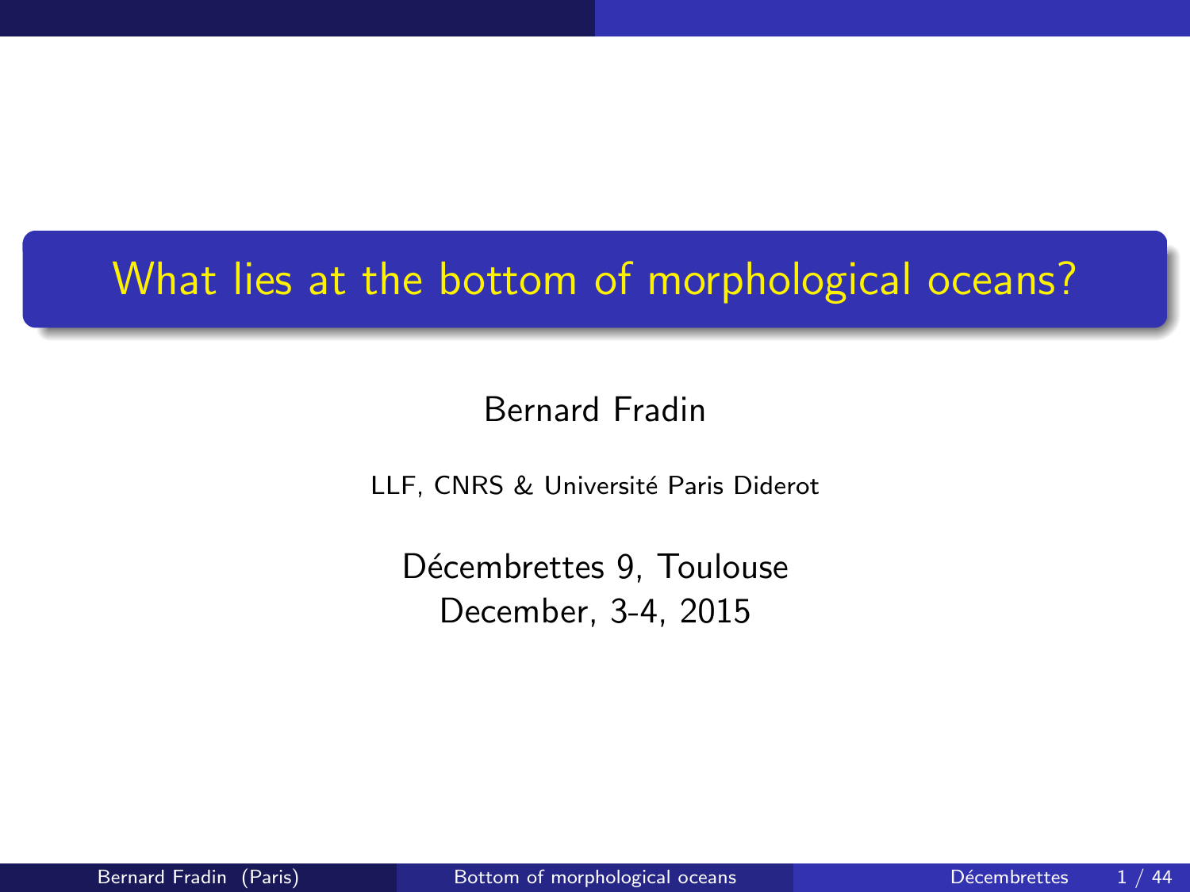# What lies at the bottom of morphological oceans?

Bernard Fradin

LLF, CNRS & Université Paris Diderot

Décembrettes 9, Toulouse
December, 3-4, 2015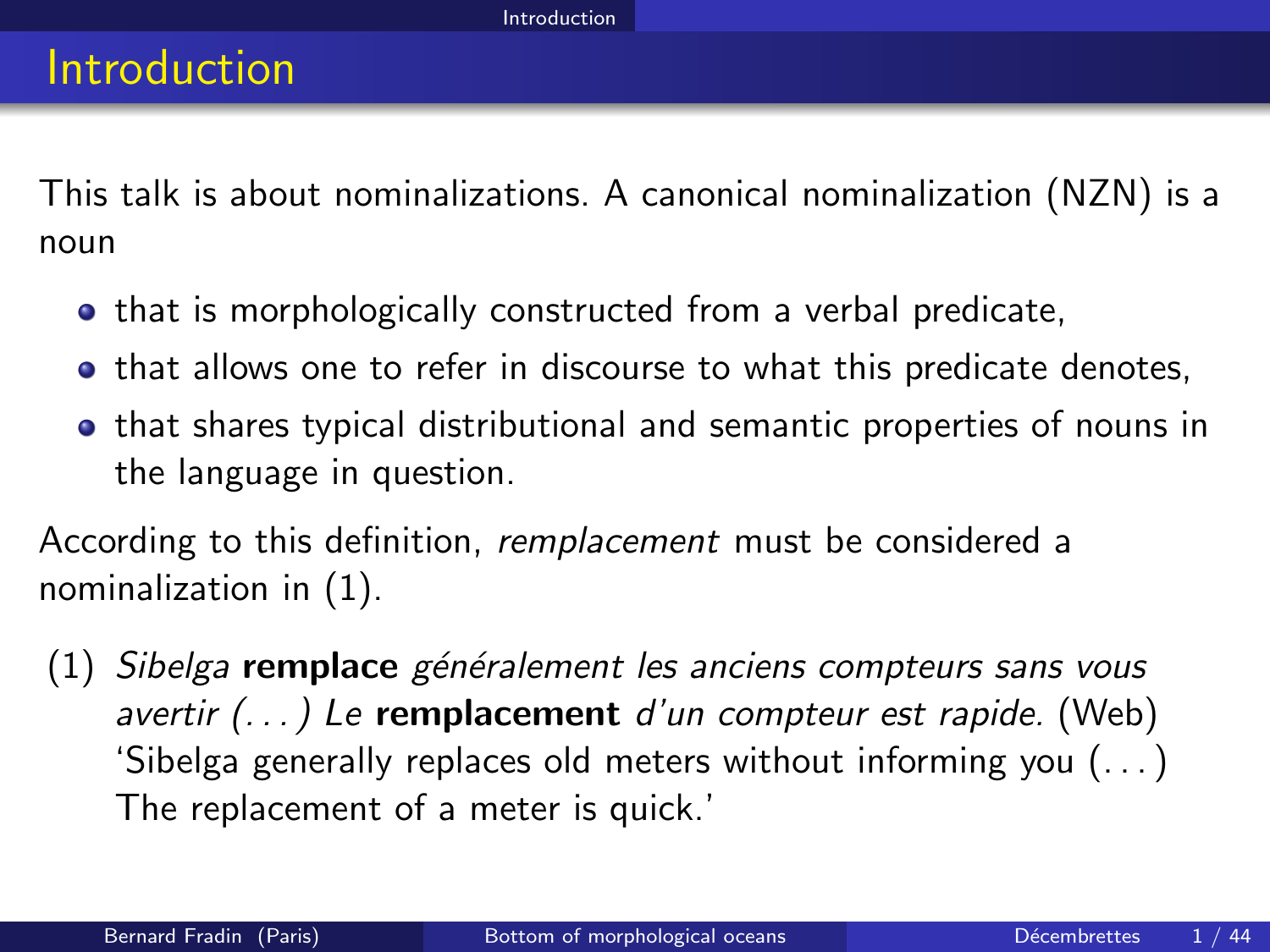# Introduction

This talk is about nominalizations. A canonical nominalization (NZN) is a noun

- that is morphologically constructed from a verbal predicate,
- that allows one to refer in discourse to what this predicate denotes,
- that shares typical distributional and semantic properties of nouns in the language in question.

According to this definition, *remplacement* must be considered a nominalization in (1).

(1) *Sibelga* **remplace** *généralement les anciens compteurs sans vous avertir (. . . ) Le* **remplacement** *d'un compteur est rapide.* (Web)
'Sibelga generally replaces old meters without informing you (. . . ) The replacement of a meter is quick.'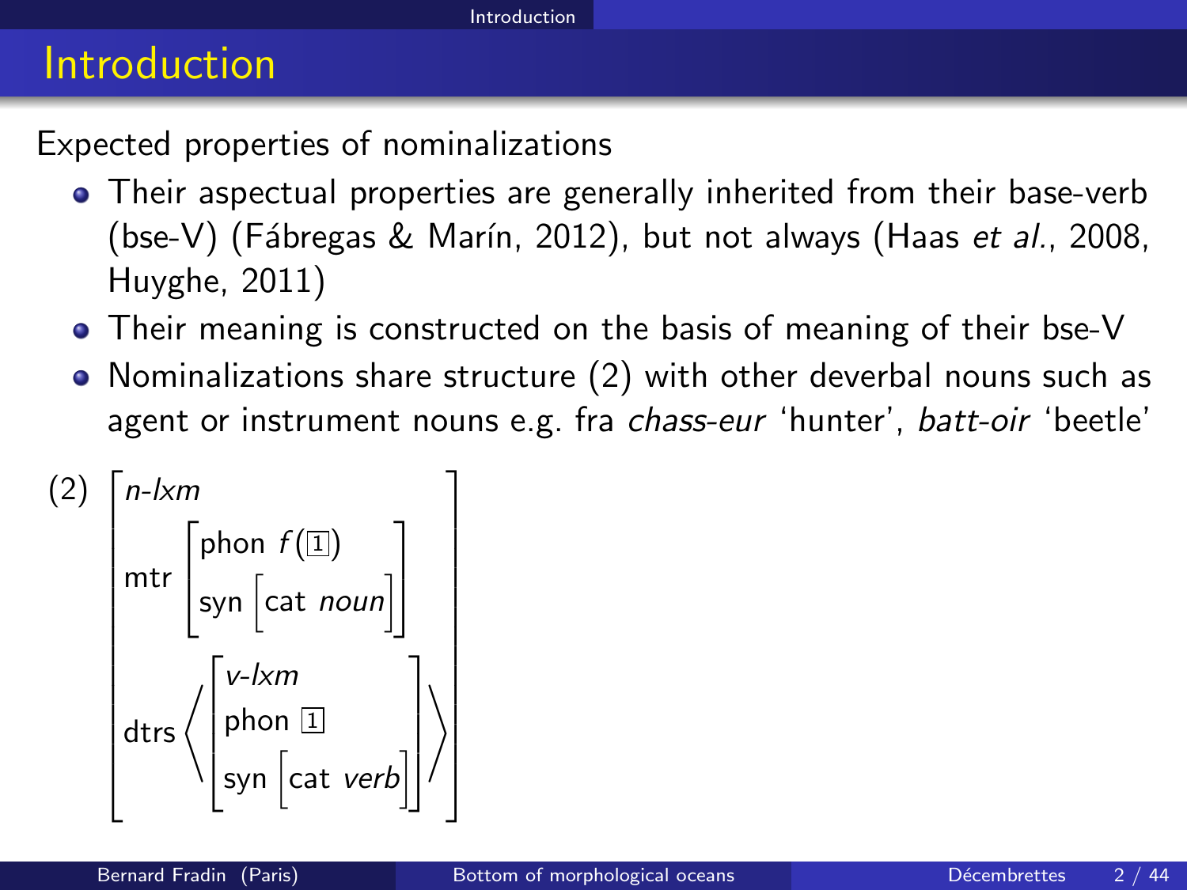# Introduction

Expected properties of nominalizations

- Their aspectual properties are generally inherited from their base-verb (bse-V) (Fábregas & Marín, 2012), but not always (Haas *et al.*, 2008, Huyghe, 2011)
- Their meaning is constructed on the basis of meaning of their bse-V
- Nominalizations share structure (2) with other deverbal nouns such as agent or instrument nouns e.g. fra *chass-eur* 'hunter', *batt-oir* 'beetle'

(2)
$$\begin{bmatrix} \textit{n-lxm} \\ \text{mtr} \begin{bmatrix} \text{phon } f(\boxed{1}) \\ \text{syn } \begin{bmatrix} \text{cat } \textit{noun} \end{bmatrix} \end{bmatrix} \\ \text{dtrs} \left\langle \begin{bmatrix} \textit{v-lxm} \\ \text{phon } \boxed{1} \\ \text{syn } \begin{bmatrix} \text{cat } \textit{verb} \end{bmatrix} \end{bmatrix} \right\rangle \end{bmatrix}$$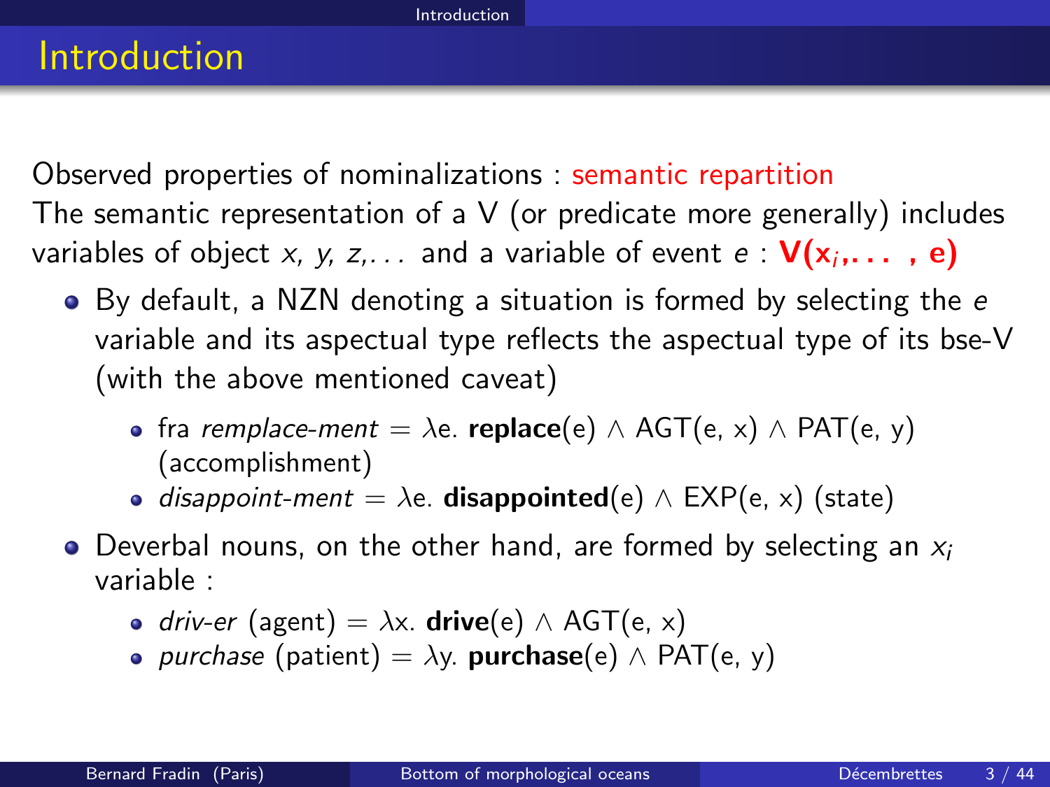# Introduction

Observed properties of nominalizations : semantic repartition

The semantic representation of a V (or predicate more generally) includes variables of object *x, y, z,...* and a variable of event *e* : $\mathbf{V(x_i, \ldots , e)}$

- By default, a NZN denoting a situation is formed by selecting the *e* variable and its aspectual type reflects the aspectual type of its bse-V (with the above mentioned caveat)
  - fra *remplace-ment* = $\lambda$e. **replace**(e) $\wedge$ AGT(e, x) $\wedge$ PAT(e, y) (accomplishment)
  - *disappoint-ment* = $\lambda$e. **disappointed**(e) $\wedge$ EXP(e, x) (state)
- Deverbal nouns, on the other hand, are formed by selecting an $x_i$ variable :
  - *driv-er* (agent) = $\lambda$x. **drive**(e) $\wedge$ AGT(e, x)
  - *purchase* (patient) = $\lambda$y. **purchase**(e) $\wedge$ PAT(e, y)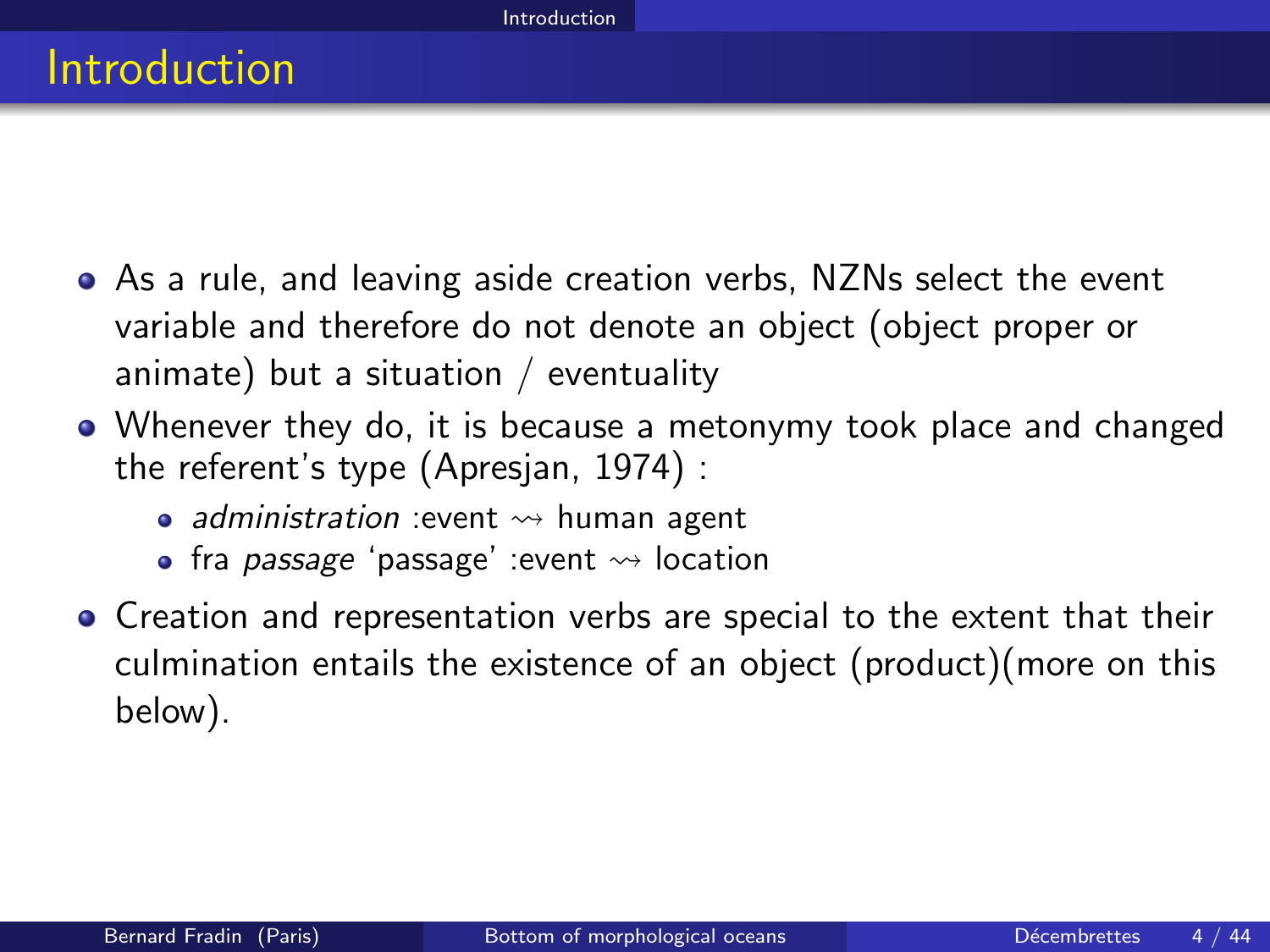# Introduction

- As a rule, and leaving aside creation verbs, NZNs select the event variable and therefore do not denote an object (object proper or animate) but a situation / eventuality
- Whenever they do, it is because a metonymy took place and changed the referent's type (Apresjan, 1974) :
  - *administration* :event $\rightsquigarrow$ human agent
  - fra *passage* 'passage' :event $\rightsquigarrow$ location
- Creation and representation verbs are special to the extent that their culmination entails the existence of an object (product)(more on this below).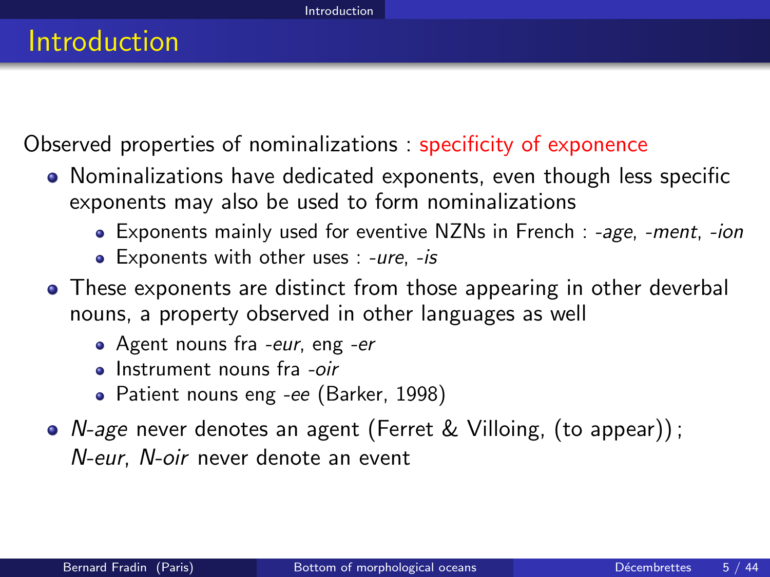# Introduction

Observed properties of nominalizations : specificity of exponence

- Nominalizations have dedicated exponents, even though less specific exponents may also be used to form nominalizations
  - Exponents mainly used for eventive NZNs in French : *-age*, *-ment*, *-ion*
  - Exponents with other uses : *-ure*, *-is*
- These exponents are distinct from those appearing in other deverbal nouns, a property observed in other languages as well
  - Agent nouns fra *-eur*, eng *-er*
  - Instrument nouns fra *-oir*
  - Patient nouns eng *-ee* (Barker, 1998)
- *N-age* never denotes an agent (Ferret & Villoing, (to appear)) ; *N-eur*, *N-oir* never denote an event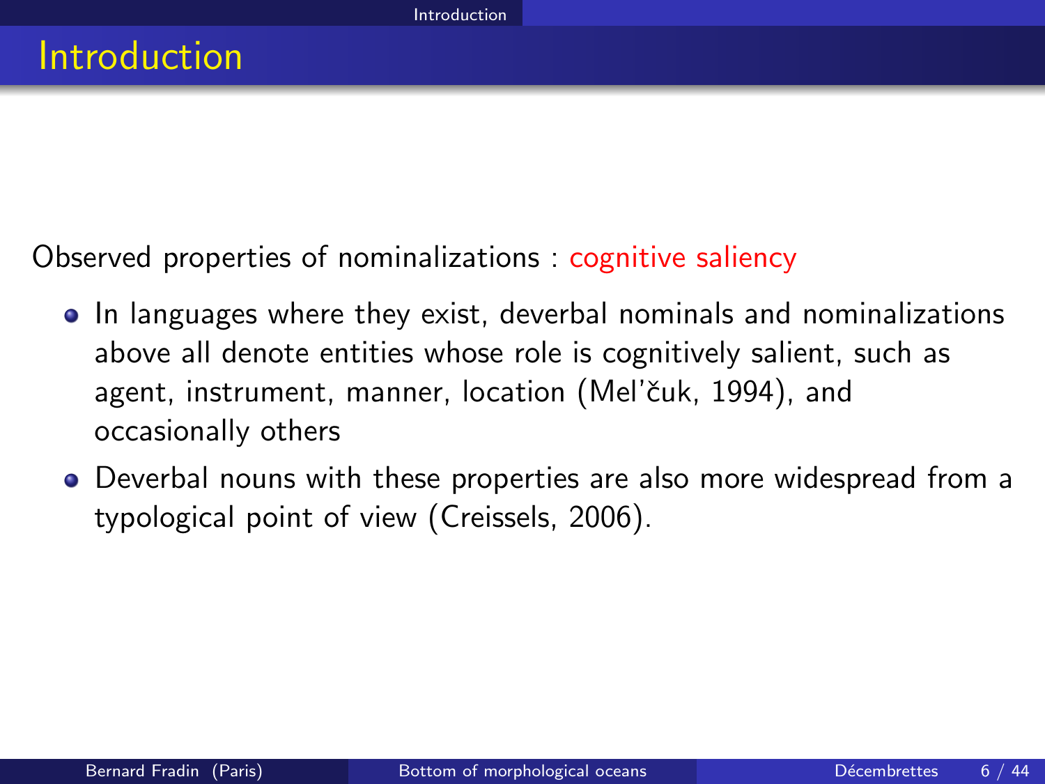# Introduction

Observed properties of nominalizations : cognitive saliency

- In languages where they exist, deverbal nominals and nominalizations above all denote entities whose role is cognitively salient, such as agent, instrument, manner, location (Mel'čuk, 1994), and occasionally others
- Deverbal nouns with these properties are also more widespread from a typological point of view (Creissels, 2006).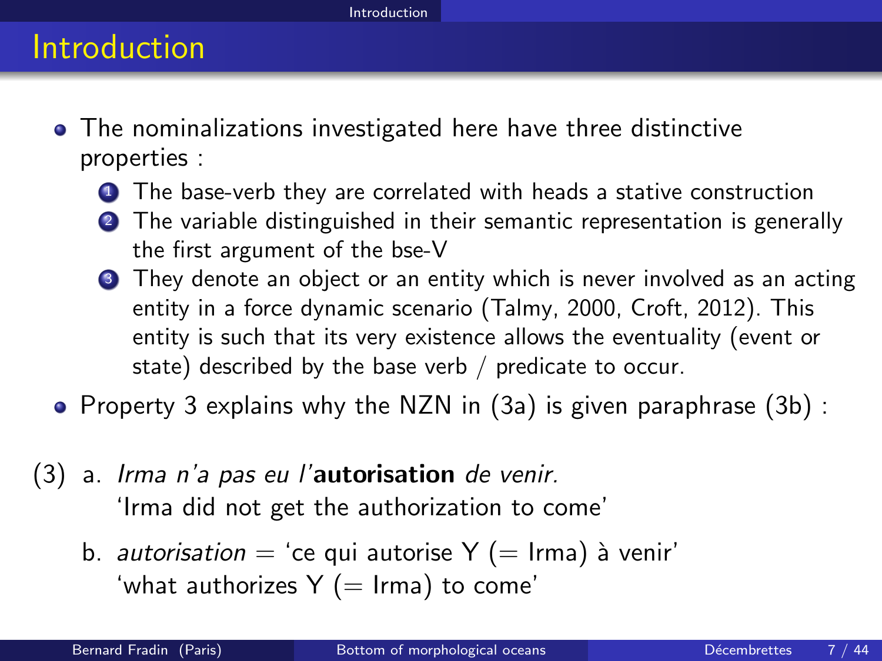# Introduction

- The nominalizations investigated here have three distinctive properties :
  1. The base-verb they are correlated with heads a stative construction
  2. The variable distinguished in their semantic representation is generally the first argument of the bse-V
  3. They denote an object or an entity which is never involved as an acting entity in a force dynamic scenario (Talmy, 2000, Croft, 2012). This entity is such that its very existence allows the eventuality (event or state) described by the base verb / predicate to occur.
- Property 3 explains why the NZN in (3a) is given paraphrase (3b) :

(3) a. *Irma n'a pas eu l'***autorisation** *de venir.*
'Irma did not get the authorization to come'

b. *autorisation* = 'ce qui autorise Y (= Irma) à venir'
'what authorizes Y (= Irma) to come'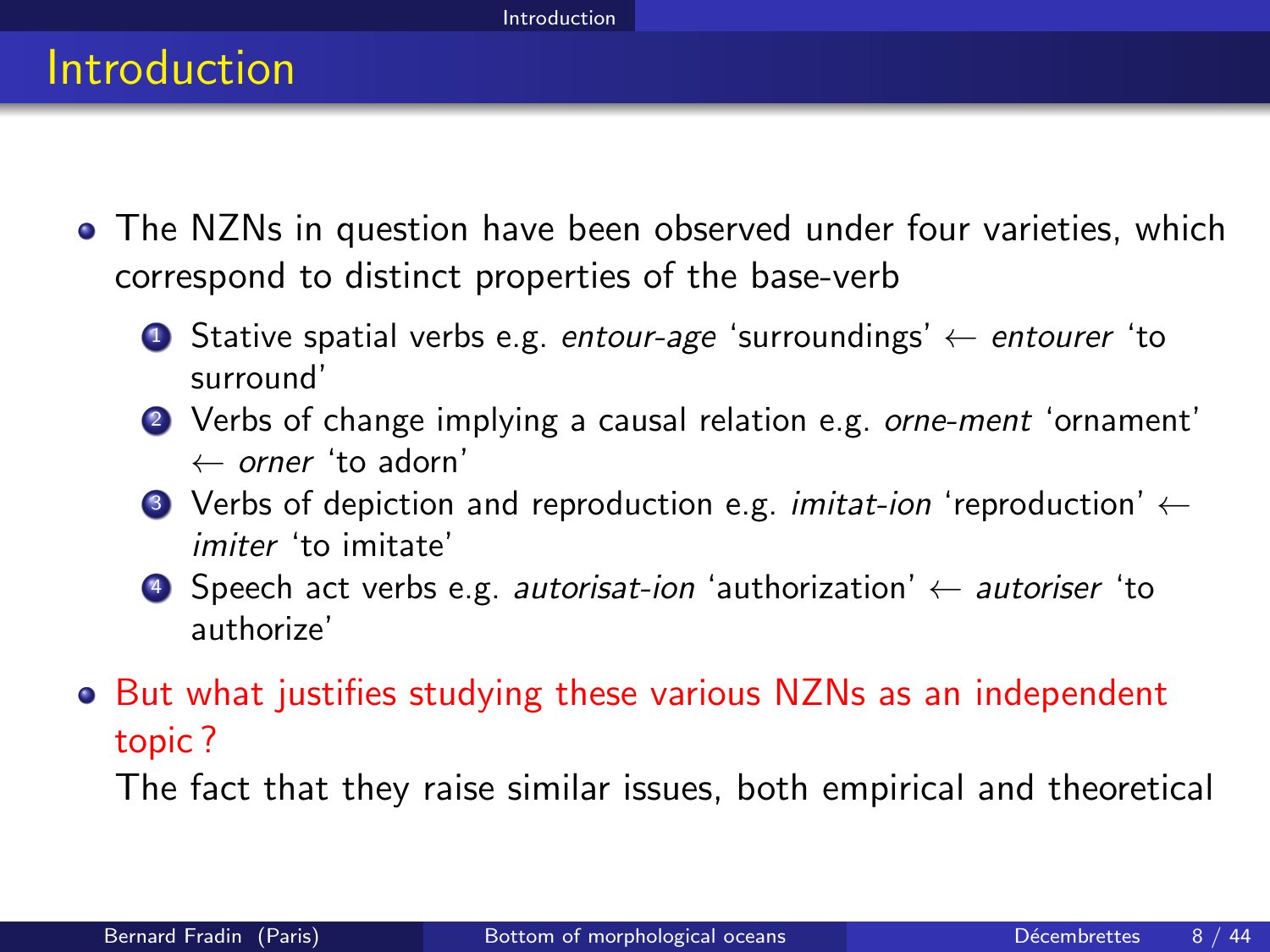# Introduction

- The NZNs in question have been observed under four varieties, which correspond to distinct properties of the base-verb
  1. Stative spatial verbs e.g. *entour-age* 'surroundings' ← *entourer* 'to surround'
  2. Verbs of change implying a causal relation e.g. *orne-ment* 'ornament' ← *orner* 'to adorn'
  3. Verbs of depiction and reproduction e.g. *imitat-ion* 'reproduction' ← *imiter* 'to imitate'
  4. Speech act verbs e.g. *autorisat-ion* 'authorization' ← *autoriser* 'to authorize'
- But what justifies studying these various NZNs as an independent topic ?

  The fact that they raise similar issues, both empirical and theoretical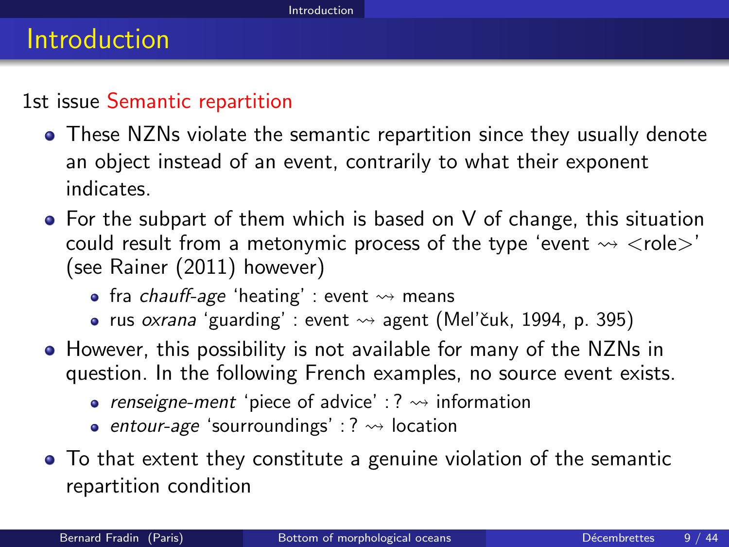# Introduction

1st issue Semantic repartition

- These NZNs violate the semantic repartition since they usually denote an object instead of an event, contrarily to what their exponent indicates.
- For the subpart of them which is based on V of change, this situation could result from a metonymic process of the type 'event $\rightsquigarrow$ <role>' (see Rainer (2011) however)
  - fra *chauff-age* 'heating' : event $\rightsquigarrow$ means
  - rus *oxrana* 'guarding' : event $\rightsquigarrow$ agent (Mel'čuk, 1994, p. 395)
- However, this possibility is not available for many of the NZNs in question. In the following French examples, no source event exists.
  - *renseigne-ment* 'piece of advice' : ? $\rightsquigarrow$ information
  - *entour-age* 'sourroundings' : ? $\rightsquigarrow$ location
- To that extent they constitute a genuine violation of the semantic repartition condition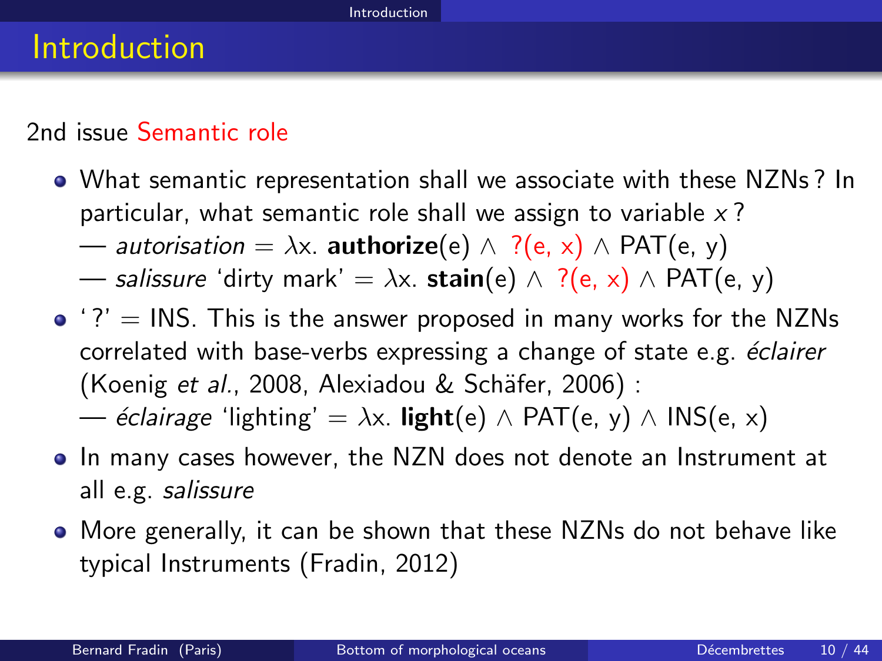# Introduction

2nd issue Semantic role

- What semantic representation shall we associate with these NZNs ? In particular, what semantic role shall we assign to variable *x* ?
  — *autorisation* = $\lambda$x. **authorize**(e) $\wedge$ ?(e, x) $\wedge$ PAT(e, y)
  — *salissure* 'dirty mark' = $\lambda$x. **stain**(e) $\wedge$ ?(e, x) $\wedge$ PAT(e, y)
- '?' = INS. This is the answer proposed in many works for the NZNs correlated with base-verbs expressing a change of state e.g. *éclairer* (Koenig *et al.*, 2008, Alexiadou & Schäfer, 2006) :
  — *éclairage* 'lighting' = $\lambda$x. **light**(e) $\wedge$ PAT(e, y) $\wedge$ INS(e, x)
- In many cases however, the NZN does not denote an Instrument at all e.g. *salissure*
- More generally, it can be shown that these NZNs do not behave like typical Instruments (Fradin, 2012)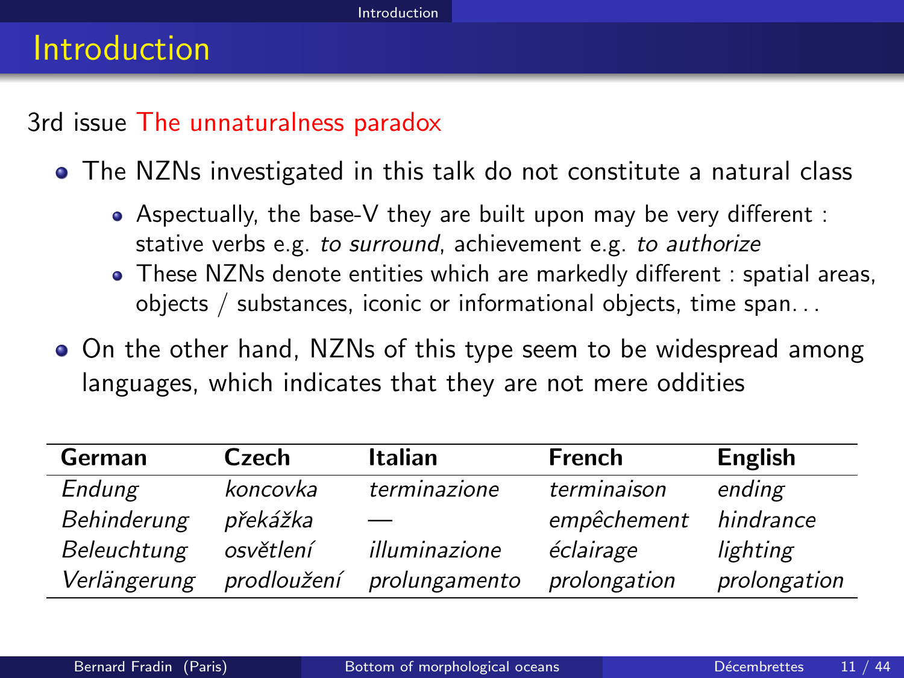## Introduction

3rd issue The unnaturalness paradox

- The NZNs investigated in this talk do not constitute a natural class
  - Aspectually, the base-V they are built upon may be very different : stative verbs e.g. *to surround*, achievement e.g. *to authorize*
  - These NZNs denote entities which are markedly different : spatial areas, objects / substances, iconic or informational objects, time span...
- On the other hand, NZNs of this type seem to be widespread among languages, which indicates that they are not mere oddities

| German | Czech | Italian | French | English |
|---|---|---|---|---|
| *Endung* | *koncovka* | *terminazione* | *terminaison* | *ending* |
| *Behinderung* | *překážka* | — | *empêchement* | *hindrance* |
| *Beleuchtung* | *osvětlení* | *illuminazione* | *éclairage* | *lighting* |
| *Verlängerung* | *prodloužení* | *prolungamento* | *prolongation* | *prolongation* |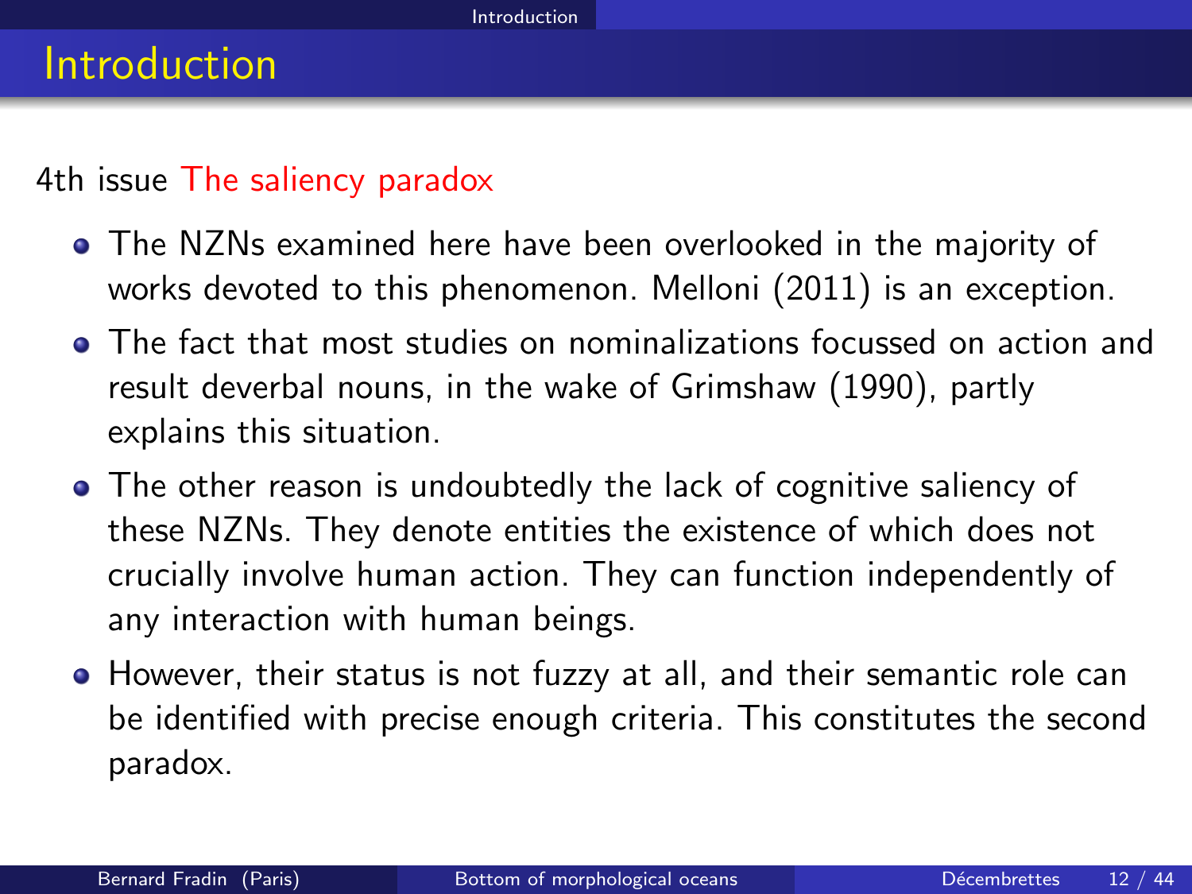# Introduction

4th issue The saliency paradox

- The NZNs examined here have been overlooked in the majority of works devoted to this phenomenon. Melloni (2011) is an exception.
- The fact that most studies on nominalizations focussed on action and result deverbal nouns, in the wake of Grimshaw (1990), partly explains this situation.
- The other reason is undoubtedly the lack of cognitive saliency of these NZNs. They denote entities the existence of which does not crucially involve human action. They can function independently of any interaction with human beings.
- However, their status is not fuzzy at all, and their semantic role can be identified with precise enough criteria. This constitutes the second paradox.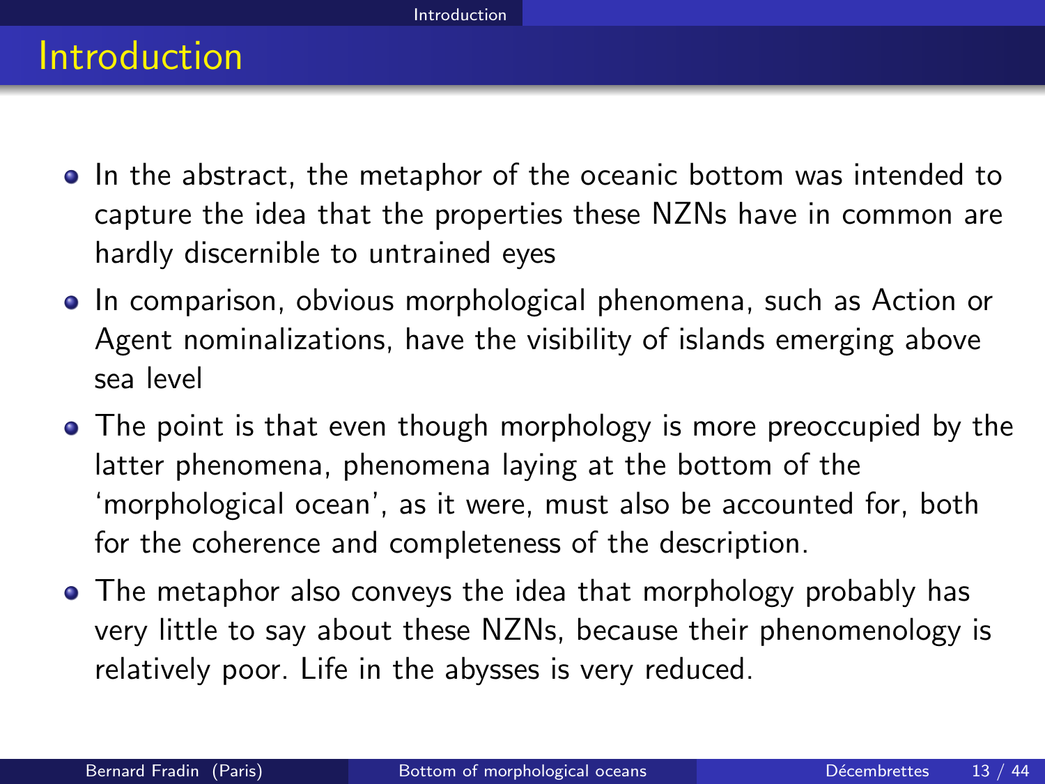## Introduction

- In the abstract, the metaphor of the oceanic bottom was intended to capture the idea that the properties these NZNs have in common are hardly discernible to untrained eyes
- In comparison, obvious morphological phenomena, such as Action or Agent nominalizations, have the visibility of islands emerging above sea level
- The point is that even though morphology is more preoccupied by the latter phenomena, phenomena laying at the bottom of the 'morphological ocean', as it were, must also be accounted for, both for the coherence and completeness of the description.
- The metaphor also conveys the idea that morphology probably has very little to say about these NZNs, because their phenomenology is relatively poor. Life in the abysses is very reduced.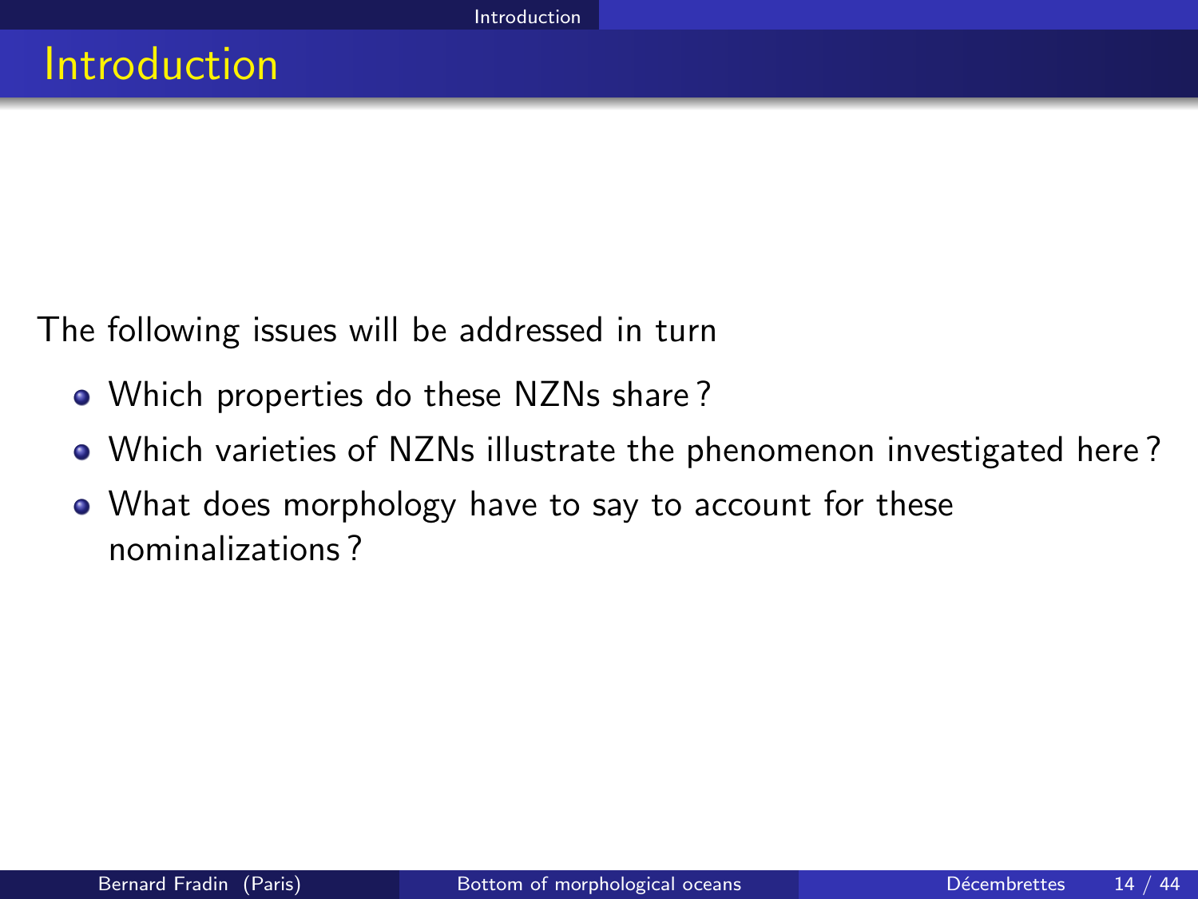# Introduction

The following issues will be addressed in turn

- Which properties do these NZNs share ?
- Which varieties of NZNs illustrate the phenomenon investigated here ?
- What does morphology have to say to account for these nominalizations ?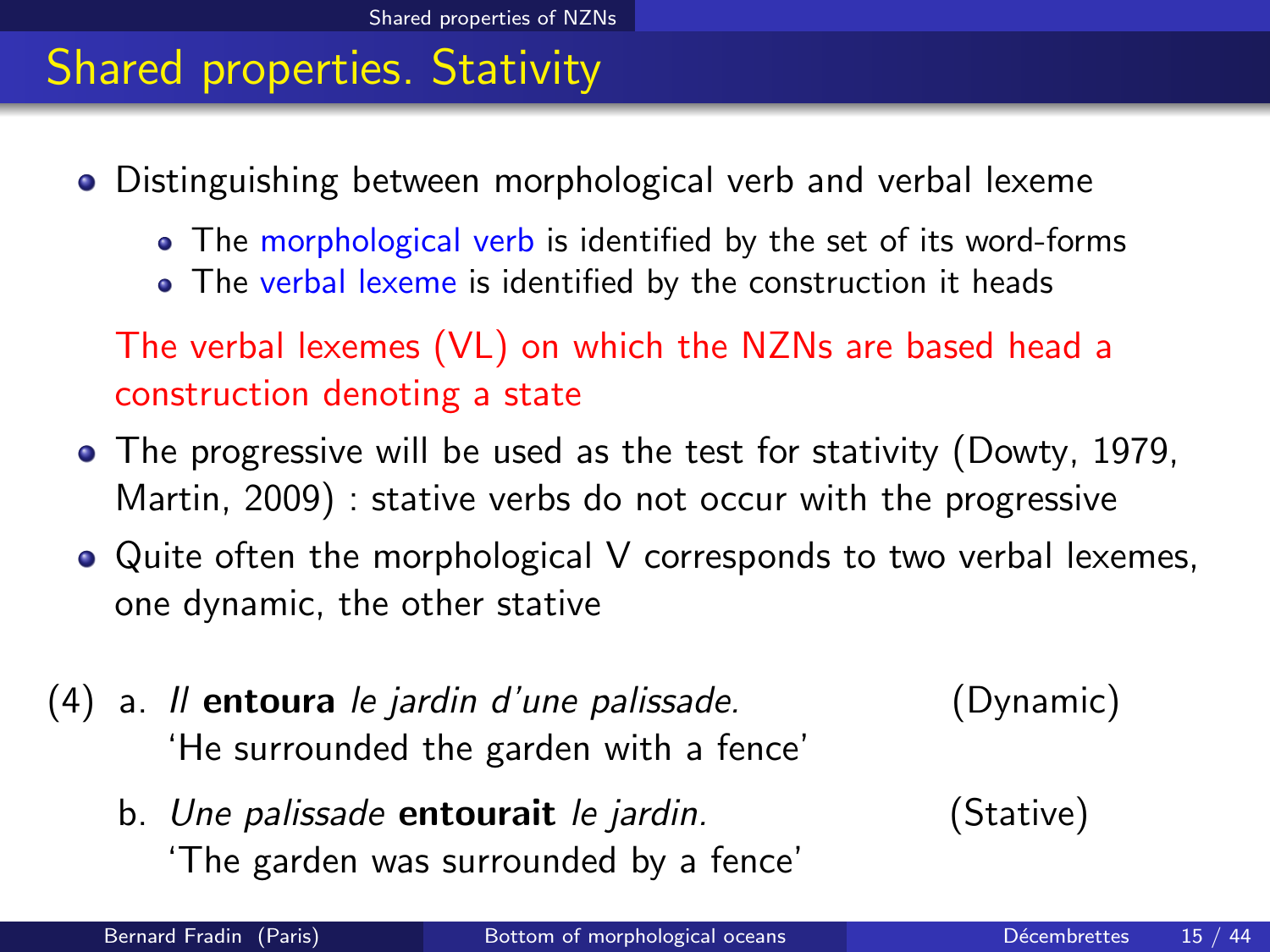# Shared properties. Stativity

- Distinguishing between morphological verb and verbal lexeme
  - The morphological verb is identified by the set of its word-forms
  - The verbal lexeme is identified by the construction it heads

  The verbal lexemes (VL) on which the NZNs are based head a construction denoting a state

- The progressive will be used as the test for stativity (Dowty, 1979, Martin, 2009) : stative verbs do not occur with the progressive
- Quite often the morphological V corresponds to two verbal lexemes, one dynamic, the other stative

(4) a. *Il* **entoura** *le jardin d'une palissade.* (Dynamic)
   'He surrounded the garden with a fence'

   b. *Une palissade* **entourait** *le jardin.* (Stative)
   'The garden was surrounded by a fence'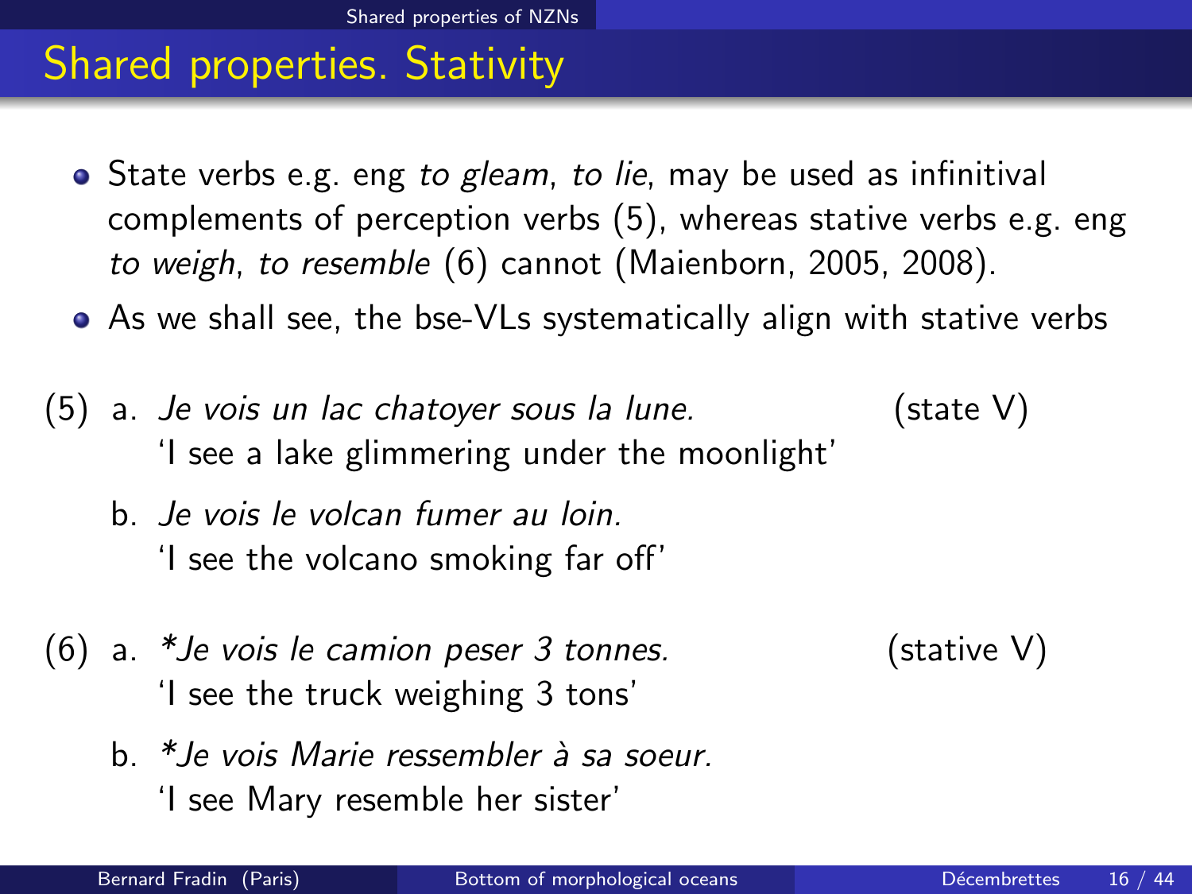## Shared properties. Stativity

- State verbs e.g. eng *to gleam*, *to lie*, may be used as infinitival complements of perception verbs (5), whereas stative verbs e.g. eng *to weigh*, *to resemble* (6) cannot (Maienborn, 2005, 2008).
- As we shall see, the bse-VLs systematically align with stative verbs

(5) a. *Je vois un lac chatoyer sous la lune.* (state V)
'I see a lake glimmering under the moonlight'

b. *Je vois le volcan fumer au loin.*
'I see the volcano smoking far off'

(6) a. **Je vois le camion peser 3 tonnes.* (stative V)
'I see the truck weighing 3 tons'

b. **Je vois Marie ressembler à sa soeur.*
'I see Mary resemble her sister'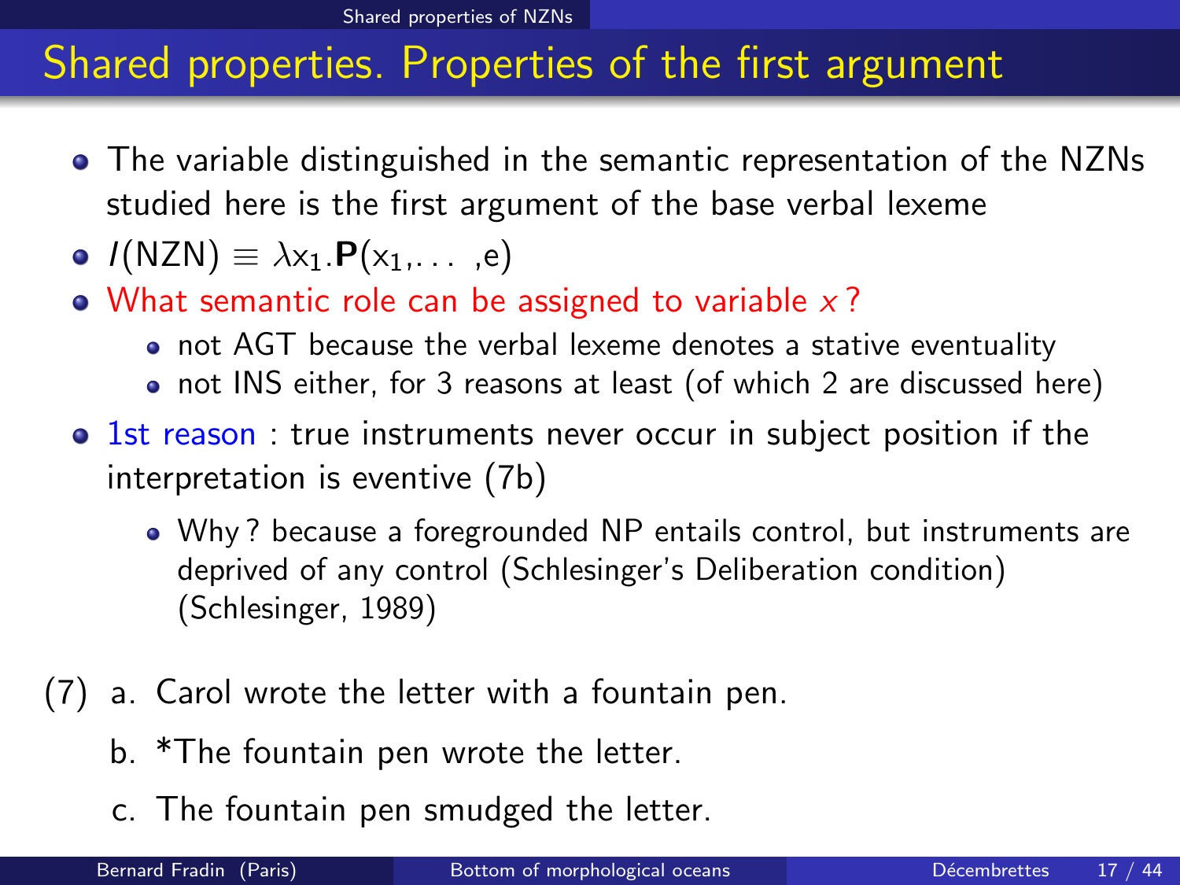## Shared properties. Properties of the first argument

- The variable distinguished in the semantic representation of the NZNs studied here is the first argument of the base verbal lexeme
- $I(\text{NZN}) \equiv \lambda x_1.\mathbf{P}(x_1, \ldots, e)$
- What semantic role can be assigned to variable $x$ ?
  - not AGT because the verbal lexeme denotes a stative eventuality
  - not INS either, for 3 reasons at least (of which 2 are discussed here)
- 1st reason : true instruments never occur in subject position if the interpretation is eventive (7b)
  - Why ? because a foregrounded NP entails control, but instruments are deprived of any control (Schlesinger's Deliberation condition) (Schlesinger, 1989)

(7) a. Carol wrote the letter with a fountain pen.

b. *The fountain pen wrote the letter.

c. The fountain pen smudged the letter.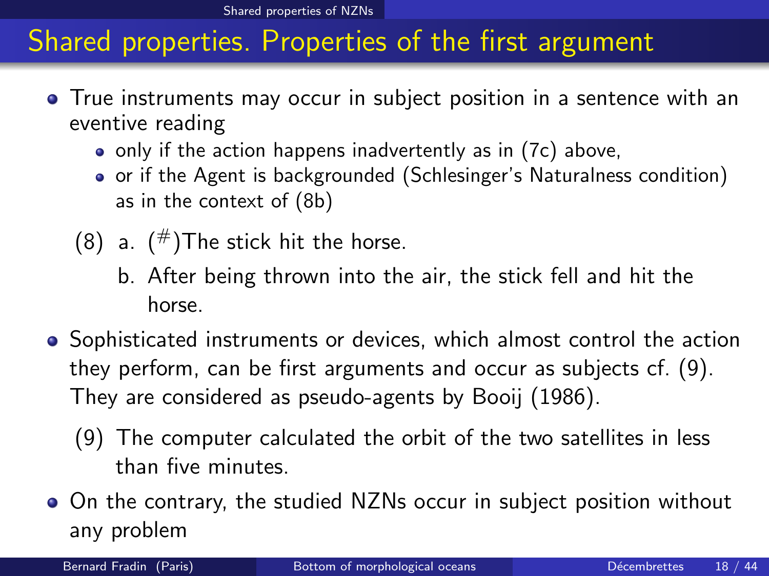# Shared properties. Properties of the first argument

- True instruments may occur in subject position in a sentence with an eventive reading
  - only if the action happens inadvertently as in (7c) above,
  - or if the Agent is backgrounded (Schlesinger's Naturalness condition) as in the context of (8b)

(8) a. ($^{\#}$)The stick hit the horse.

  b. After being thrown into the air, the stick fell and hit the horse.

- Sophisticated instruments or devices, which almost control the action they perform, can be first arguments and occur as subjects cf. (9). They are considered as pseudo-agents by Booij (1986).

(9) The computer calculated the orbit of the two satellites in less than five minutes.

- On the contrary, the studied NZNs occur in subject position without any problem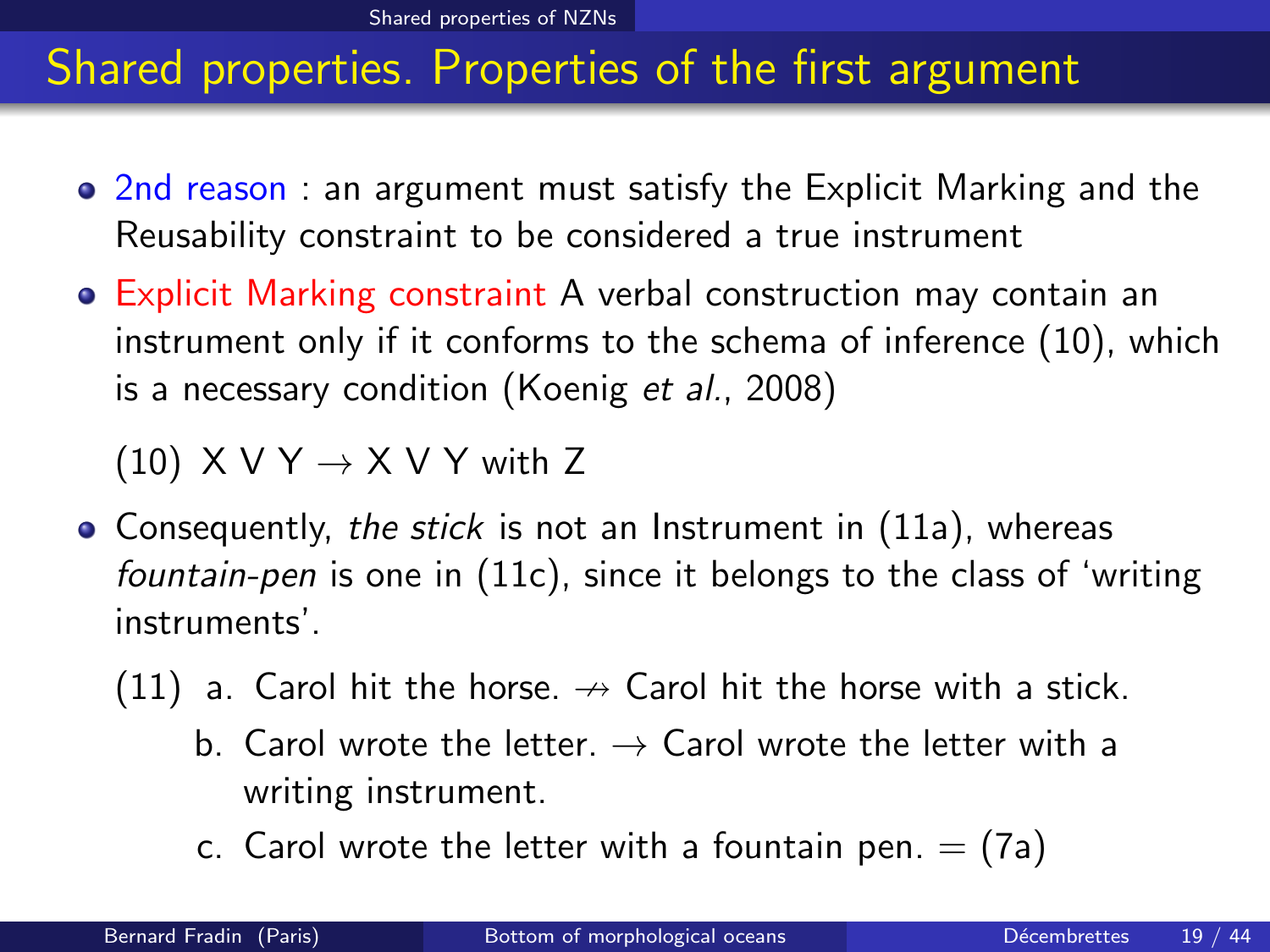## Shared properties. Properties of the first argument

- 2nd reason : an argument must satisfy the Explicit Marking and the Reusability constraint to be considered a true instrument
- Explicit Marking constraint A verbal construction may contain an instrument only if it conforms to the schema of inference (10), which is a necessary condition (Koenig *et al.*, 2008)

  (10) X V Y $\rightarrow$ X V Y with Z

- Consequently, *the stick* is not an Instrument in (11a), whereas *fountain-pen* is one in (11c), since it belongs to the class of 'writing instruments'.

  (11) a. Carol hit the horse. $\nrightarrow$ Carol hit the horse with a stick.

  b. Carol wrote the letter. $\rightarrow$ Carol wrote the letter with a writing instrument.

  c. Carol wrote the letter with a fountain pen. = (7a)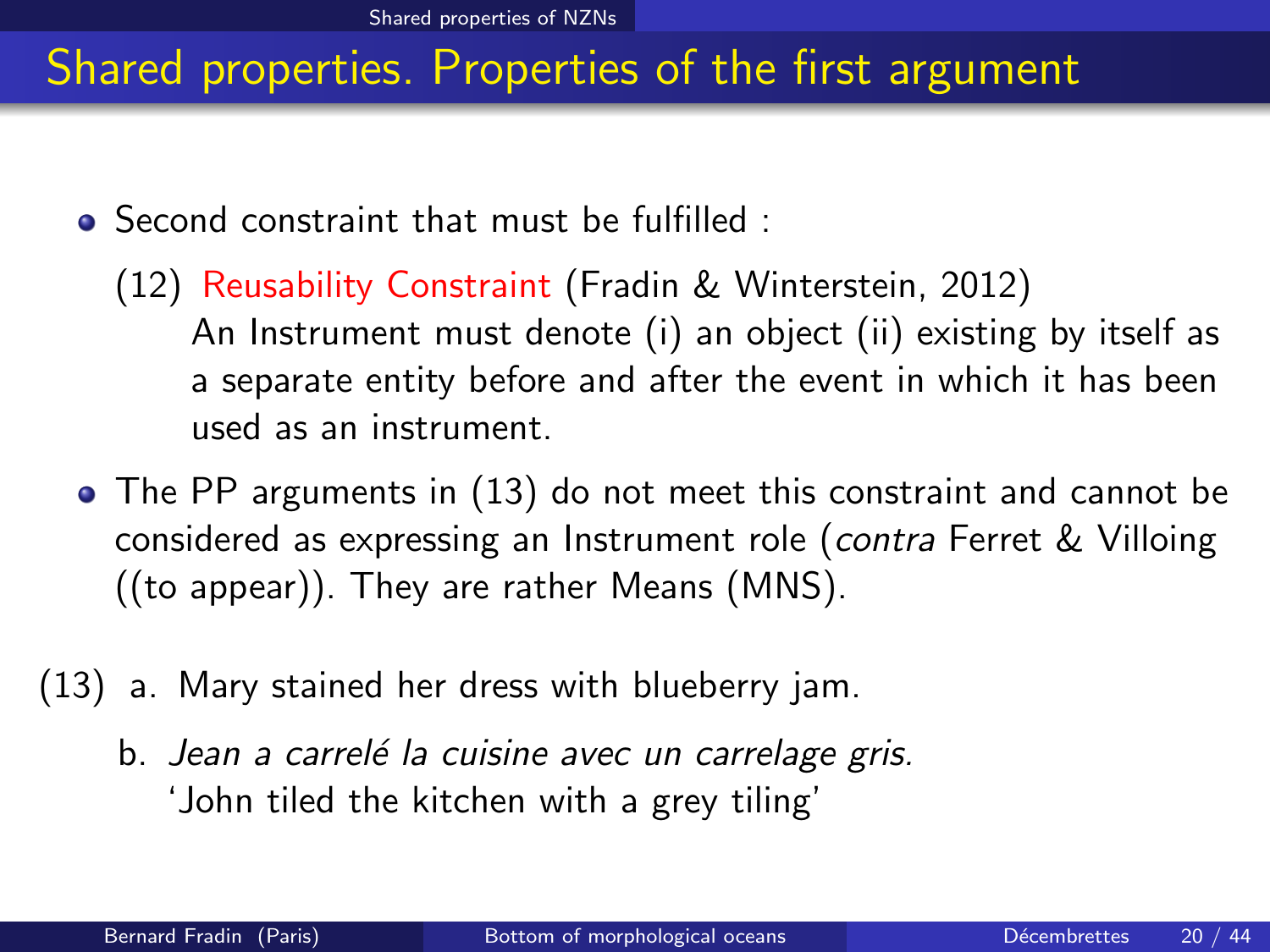## Shared properties. Properties of the first argument

- Second constraint that must be fulfilled :

  (12) Reusability Constraint (Fradin & Winterstein, 2012)
  An Instrument must denote (i) an object (ii) existing by itself as a separate entity before and after the event in which it has been used as an instrument.

- The PP arguments in (13) do not meet this constraint and cannot be considered as expressing an Instrument role (*contra* Ferret & Villoing ((to appear)). They are rather Means (MNS).

(13) a. Mary stained her dress with blueberry jam.

b. *Jean a carrelé la cuisine avec un carrelage gris.*
'John tiled the kitchen with a grey tiling'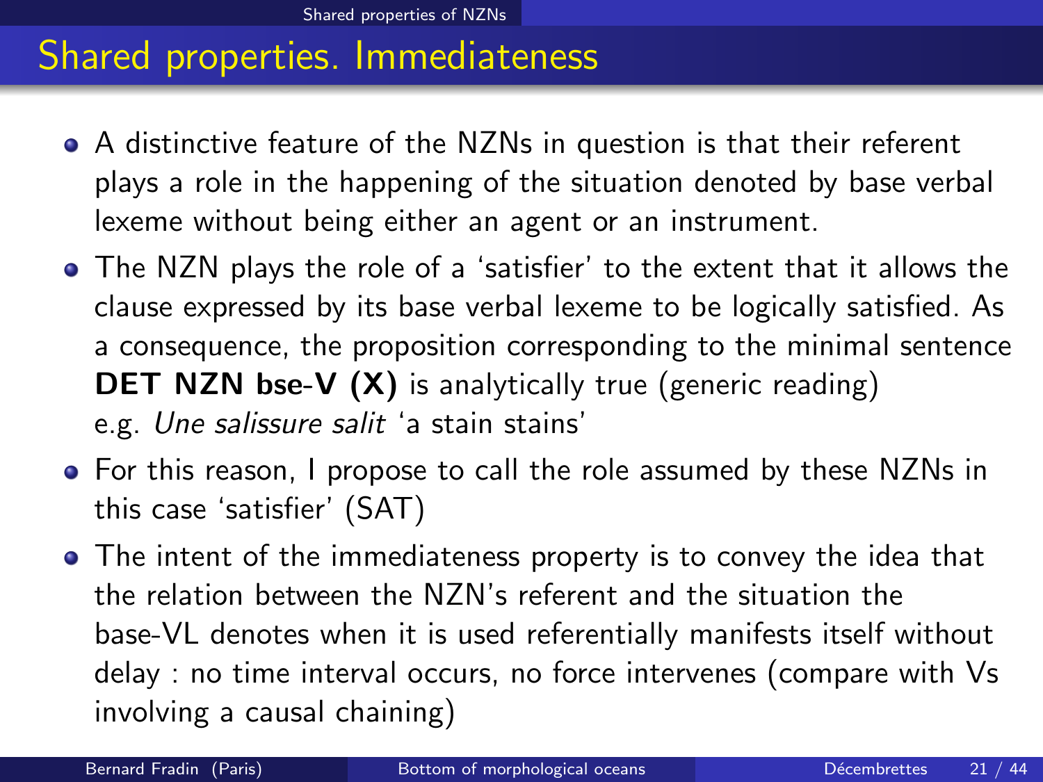# Shared properties. Immediateness

- A distinctive feature of the NZNs in question is that their referent plays a role in the happening of the situation denoted by base verbal lexeme without being either an agent or an instrument.
- The NZN plays the role of a 'satisfier' to the extent that it allows the clause expressed by its base verbal lexeme to be logically satisfied. As a consequence, the proposition corresponding to the minimal sentence **DET NZN bse-V (X)** is analytically true (generic reading)
  e.g. *Une salissure salit* 'a stain stains'
- For this reason, I propose to call the role assumed by these NZNs in this case 'satisfier' (SAT)
- The intent of the immediateness property is to convey the idea that the relation between the NZN's referent and the situation the base-VL denotes when it is used referentially manifests itself without delay : no time interval occurs, no force intervenes (compare with Vs involving a causal chaining)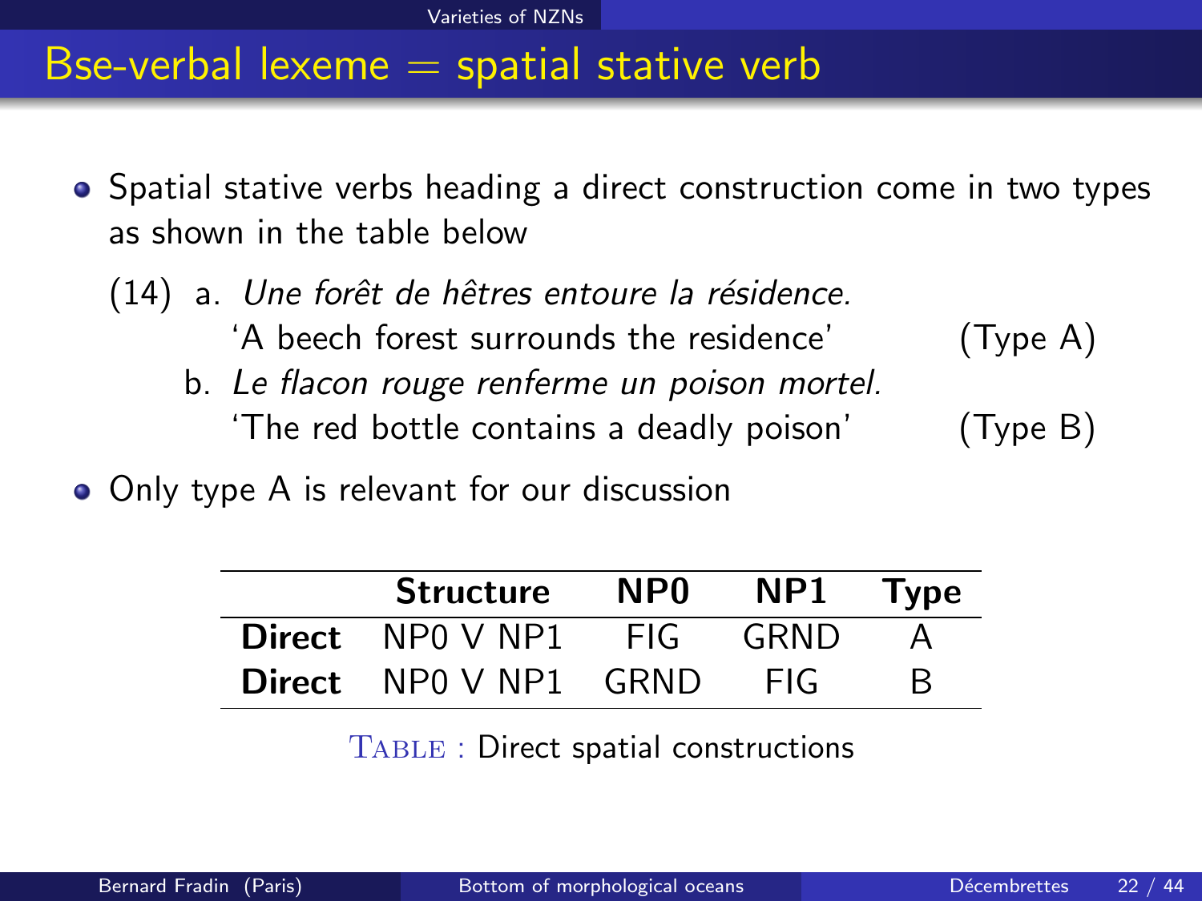# Bse-verbal lexeme = spatial stative verb

- Spatial stative verbs heading a direct construction come in two types as shown in the table below

(14) a. *Une forêt de hêtres entoure la résidence.*
‘A beech forest surrounds the residence’ (Type A)

b. *Le flacon rouge renferme un poison mortel.*
‘The red bottle contains a deadly poison’ (Type B)

- Only type A is relevant for our discussion

| | **Structure** | **NP0** | **NP1** | **Type** |
|---|---|---|---|---|
| **Direct** | NP0 V NP1 | FIG | GRND | A |
| **Direct** | NP0 V NP1 | GRND | FIG | B |

TABLE : Direct spatial constructions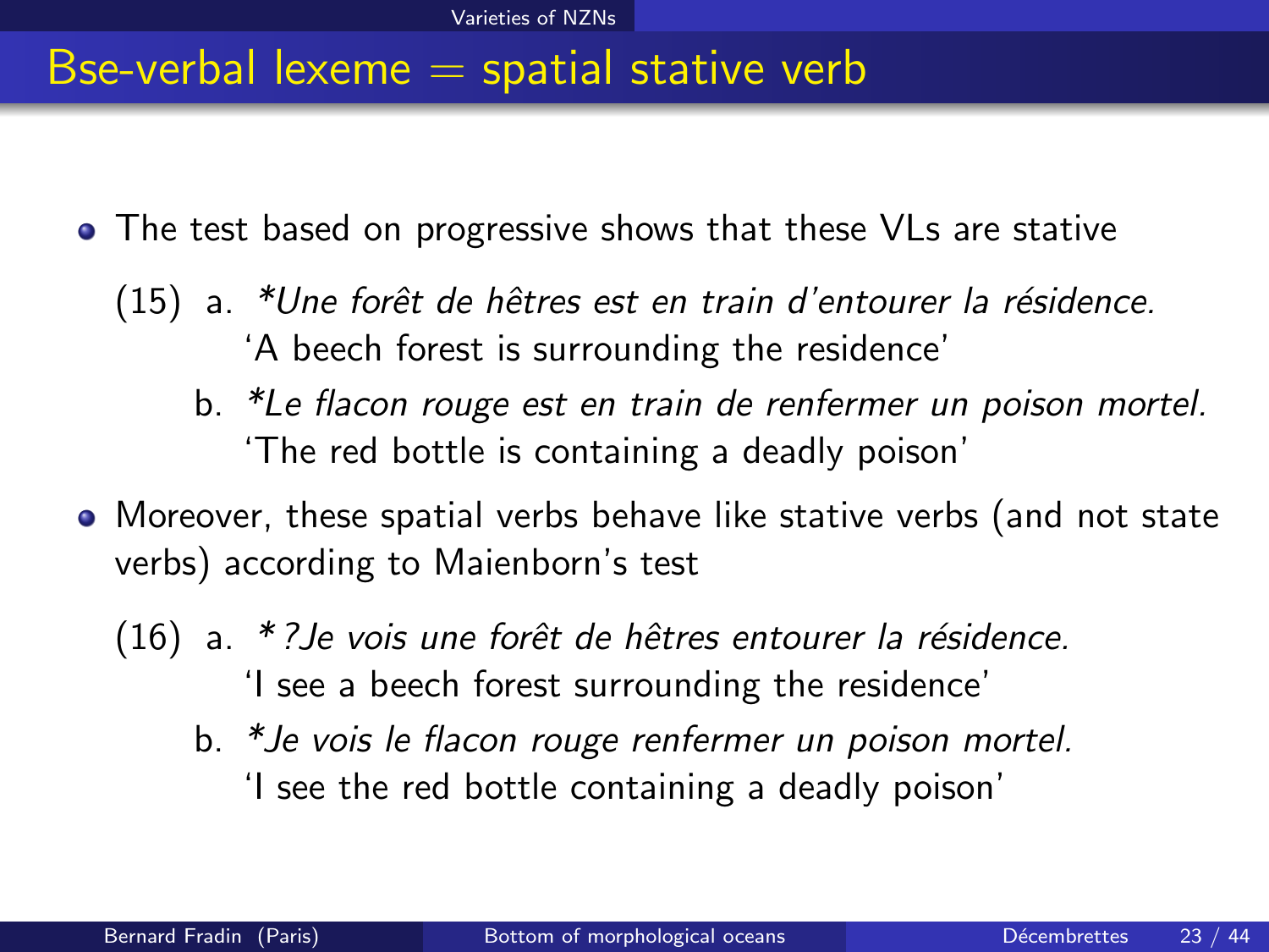# Bse-verbal lexeme = spatial stative verb

- The test based on progressive shows that these VLs are stative

(15) a. **Une forêt de hêtres est en train d'entourer la résidence.*
'A beech forest is surrounding the residence'

b. **Le flacon rouge est en train de renfermer un poison mortel.*
'The red bottle is containing a deadly poison'

- Moreover, these spatial verbs behave like stative verbs (and not state verbs) according to Maienborn's test

(16) a. *\*?Je vois une forêt de hêtres entourer la résidence.*
'I see a beech forest surrounding the residence'

b. **Je vois le flacon rouge renfermer un poison mortel.*
'I see the red bottle containing a deadly poison'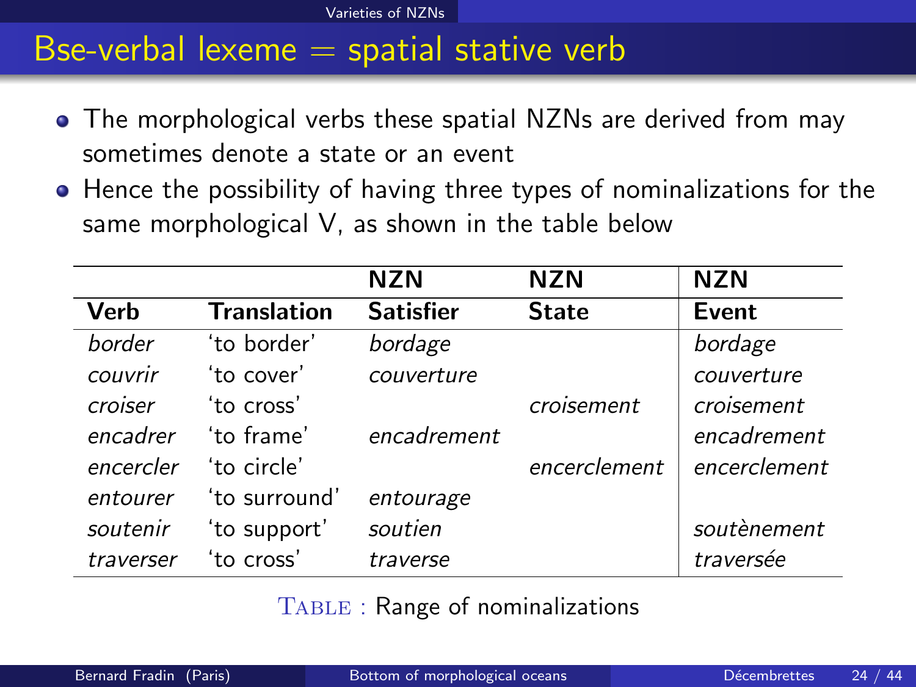# Bse-verbal lexeme = spatial stative verb

- The morphological verbs these spatial NZNs are derived from may sometimes denote a state or an event
- Hence the possibility of having three types of nominalizations for the same morphological V, as shown in the table below

| | | NZN | NZN | NZN |
|---|---|---|---|---|
| **Verb** | **Translation** | **Satisfier** | **State** | **Event** |
| *border* | 'to border' | *bordage* | | *bordage* |
| *couvrir* | 'to cover' | *couverture* | | *couverture* |
| *croiser* | 'to cross' | | *croisement* | *croisement* |
| *encadrer* | 'to frame' | *encadrement* | | *encadrement* |
| *encercler* | 'to circle' | | *encerclement* | *encerclement* |
| *entourer* | 'to surround' | *entourage* | | |
| *soutenir* | 'to support' | *soutien* | | *soutènement* |
| *traverser* | 'to cross' | *traverse* | | *traversée* |

TABLE : Range of nominalizations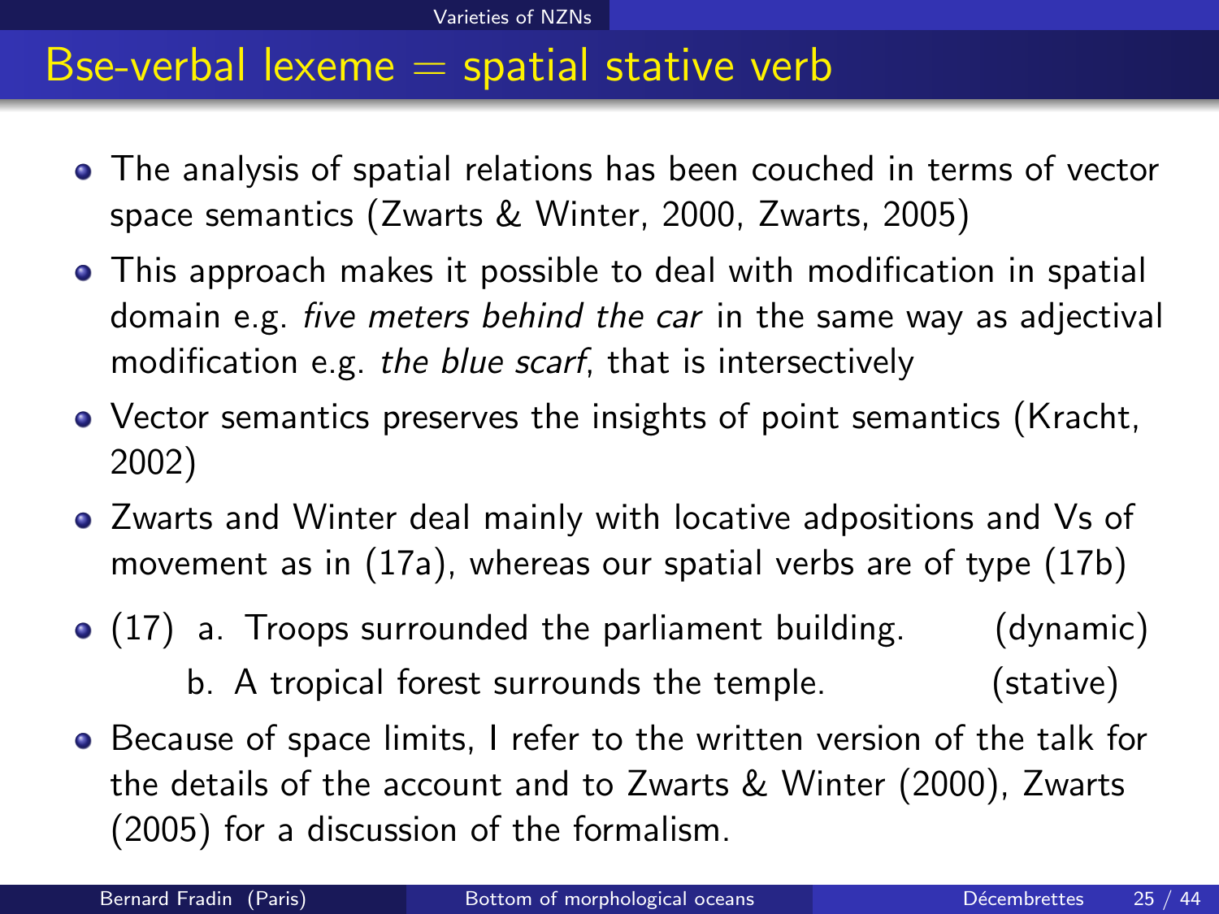## Bse-verbal lexeme = spatial stative verb

- The analysis of spatial relations has been couched in terms of vector space semantics (Zwarts & Winter, 2000, Zwarts, 2005)
- This approach makes it possible to deal with modification in spatial domain e.g. *five meters behind the car* in the same way as adjectival modification e.g. *the blue scarf*, that is intersectively
- Vector semantics preserves the insights of point semantics (Kracht, 2002)
- Zwarts and Winter deal mainly with locative adpositions and Vs of movement as in (17a), whereas our spatial verbs are of type (17b)
- (17) a. Troops surrounded the parliament building. (dynamic)
  b. A tropical forest surrounds the temple. (stative)
- Because of space limits, I refer to the written version of the talk for the details of the account and to Zwarts & Winter (2000), Zwarts (2005) for a discussion of the formalism.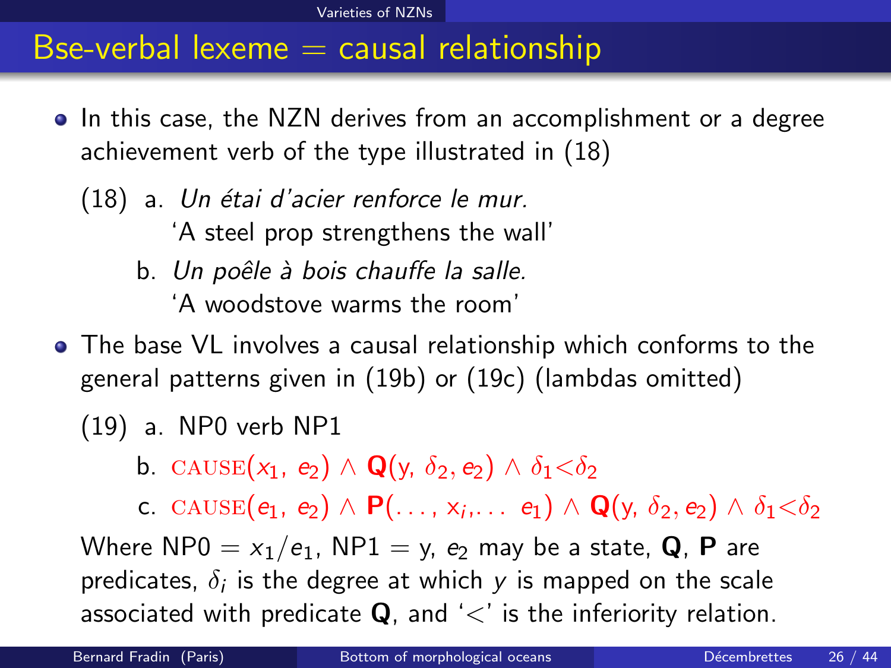## Bse-verbal lexeme = causal relationship

- In this case, the NZN derives from an accomplishment or a degree achievement verb of the type illustrated in (18)

(18) a. *Un étai d'acier renforce le mur.*
'A steel prop strengthens the wall'

b. *Un poêle à bois chauffe la salle.*
'A woodstove warms the room'

- The base VL involves a causal relationship which conforms to the general patterns given in (19b) or (19c) (lambdas omitted)

(19) a. NP0 verb NP1

b. $\text{CAUSE}(x_1, e_2) \wedge \mathbf{Q}(y, \delta_2, e_2) \wedge \delta_1 < \delta_2$

c. $\text{CAUSE}(e_1, e_2) \wedge \mathbf{P}(\ldots, x_i, \ldots\ e_1) \wedge \mathbf{Q}(y, \delta_2, e_2) \wedge \delta_1 < \delta_2$

Where NP0 = $x_1/e_1$, NP1 = y, $e_2$ may be a state, **Q**, **P** are predicates, $\delta_i$ is the degree at which $y$ is mapped on the scale associated with predicate **Q**, and '<' is the inferiority relation.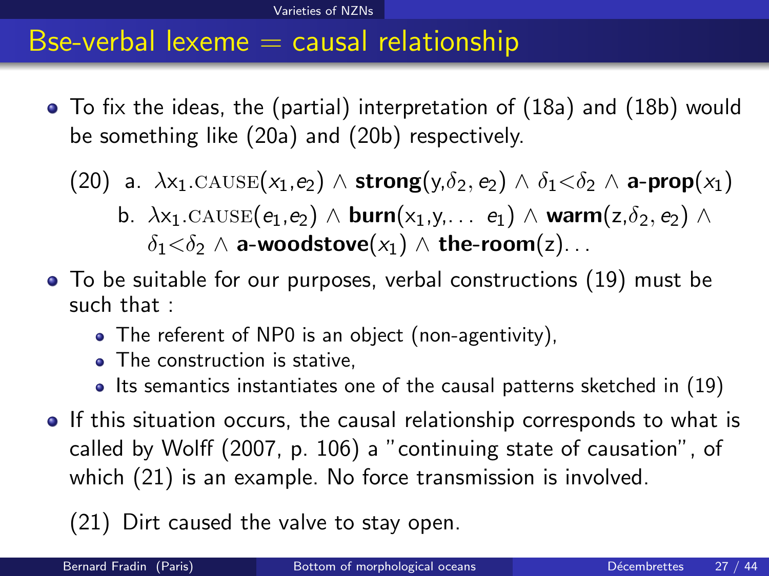# Bse-verbal lexeme = causal relationship

- To fix the ideas, the (partial) interpretation of (18a) and (18b) would be something like (20a) and (20b) respectively.

(20) a. $\lambda x_1.\text{CAUSE}(x_1,e_2) \wedge \textbf{strong}(y,\delta_2, e_2) \wedge \delta_1{<}\delta_2 \wedge \textbf{a-prop}(x_1)$

b. $\lambda x_1.\text{CAUSE}(e_1,e_2) \wedge \textbf{burn}(x_1,y,\ldots\ e_1) \wedge \textbf{warm}(z,\delta_2, e_2) \wedge \delta_1{<}\delta_2 \wedge \textbf{a-woodstove}(x_1) \wedge \textbf{the-room}(z)\ldots$

- To be suitable for our purposes, verbal constructions (19) must be such that :
  - The referent of NP0 is an object (non-agentivity),
  - The construction is stative,
  - Its semantics instantiates one of the causal patterns sketched in (19)
- If this situation occurs, the causal relationship corresponds to what is called by Wolff (2007, p. 106) a "continuing state of causation", of which (21) is an example. No force transmission is involved.

(21) Dirt caused the valve to stay open.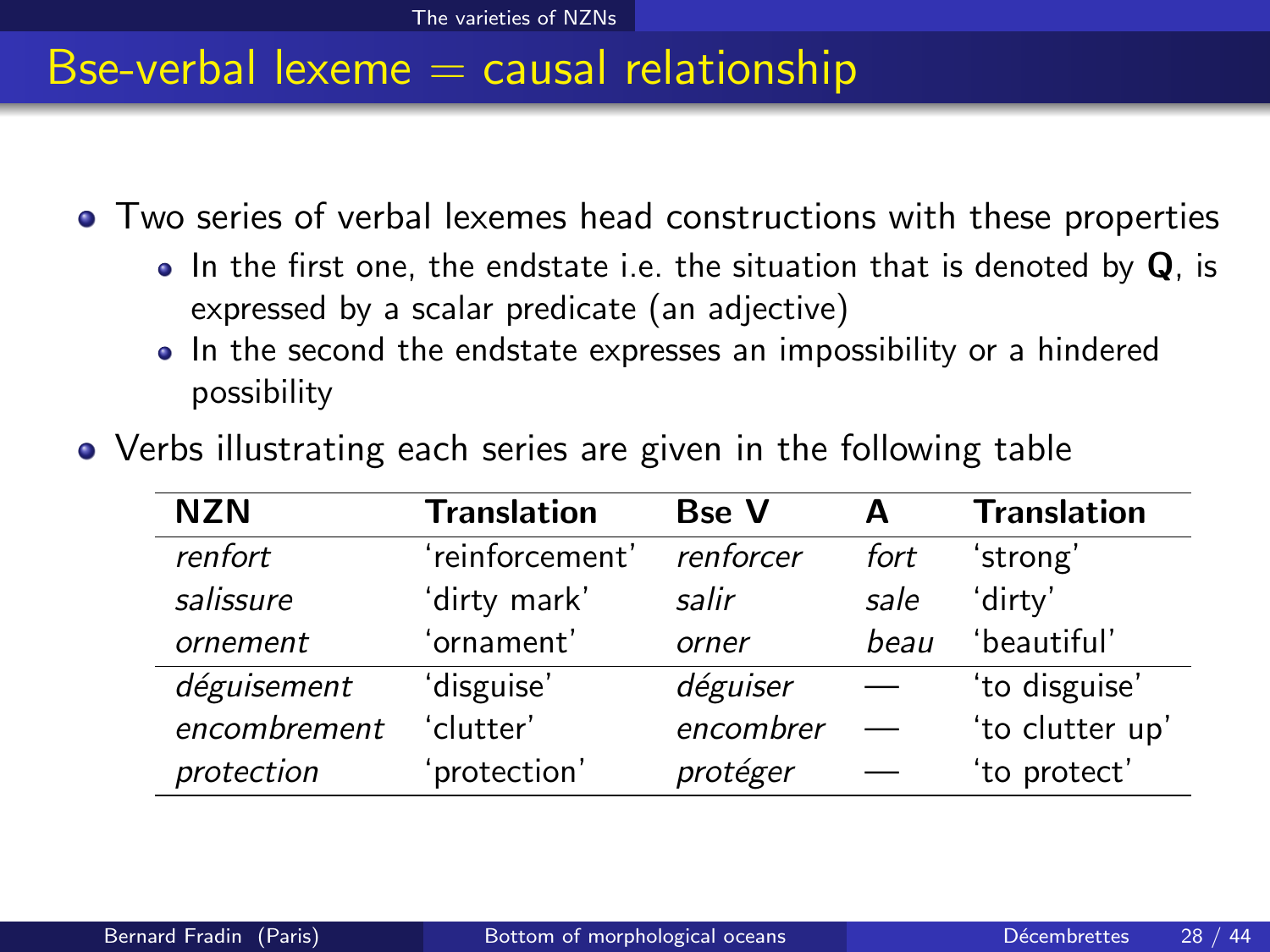## Bse-verbal lexeme = causal relationship

- Two series of verbal lexemes head constructions with these properties
  - In the first one, the endstate i.e. the situation that is denoted by **Q**, is expressed by a scalar predicate (an adjective)
  - In the second the endstate expresses an impossibility or a hindered possibility
- Verbs illustrating each series are given in the following table

| NZN | Translation | Bse V | A | Translation |
|---|---|---|---|---|
| *renfort* | 'reinforcement' | *renforcer* | *fort* | 'strong' |
| *salissure* | 'dirty mark' | *salir* | *sale* | 'dirty' |
| *ornement* | 'ornament' | *orner* | *beau* | 'beautiful' |
| *déguisement* | 'disguise' | *déguiser* | — | 'to disguise' |
| *encombrement* | 'clutter' | *encombrer* | — | 'to clutter up' |
| *protection* | 'protection' | *protéger* | — | 'to protect' |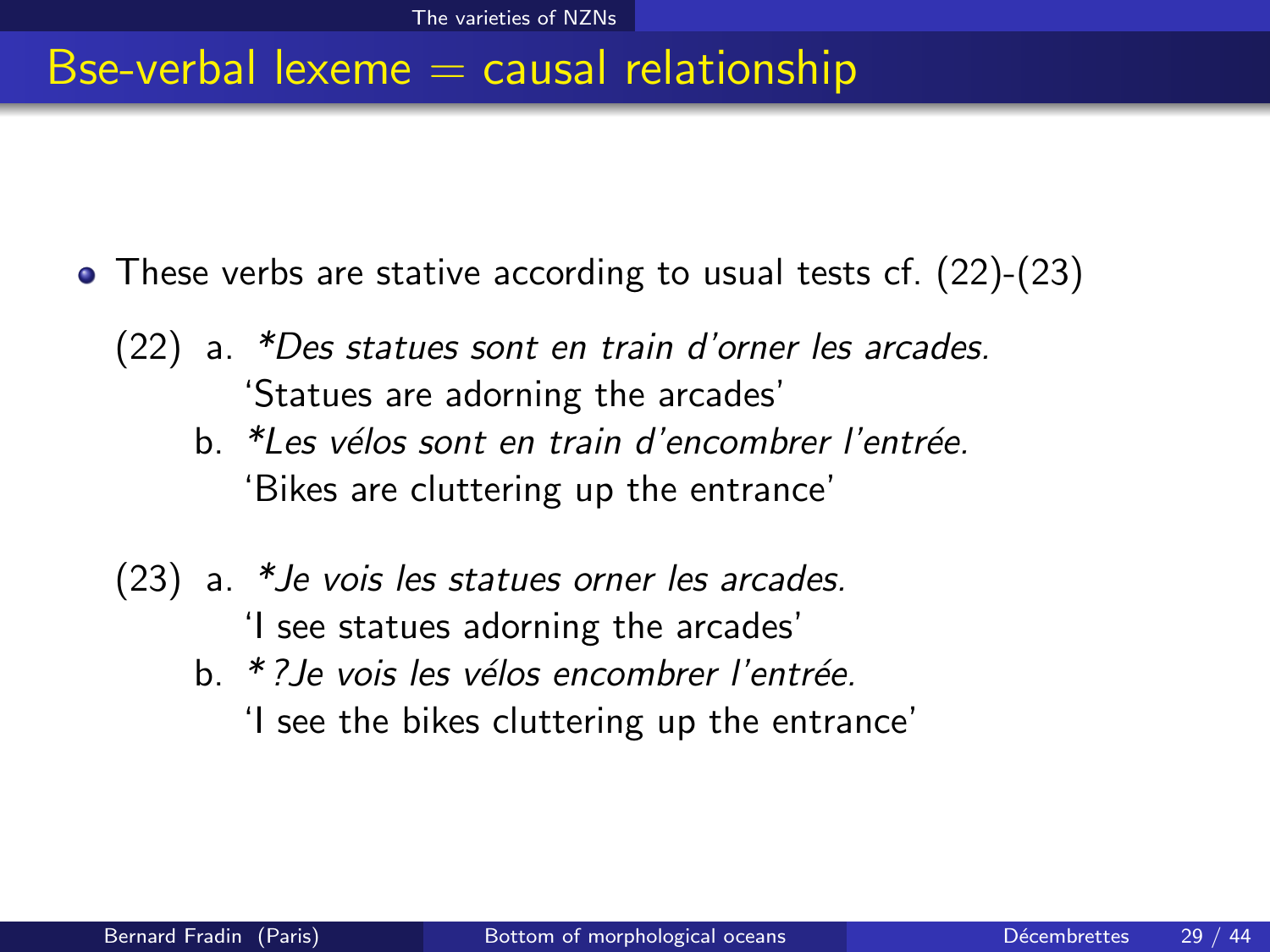## Bse-verbal lexeme = causal relationship

- These verbs are stative according to usual tests cf. (22)-(23)

(22) a. **Des statues sont en train d'orner les arcades.*
'Statues are adorning the arcades'

b. **Les vélos sont en train d'encombrer l'entrée.*
'Bikes are cluttering up the entrance'

(23) a. **Je vois les statues orner les arcades.*
'I see statues adorning the arcades'

b. *\*?Je vois les vélos encombrer l'entrée.*
'I see the bikes cluttering up the entrance'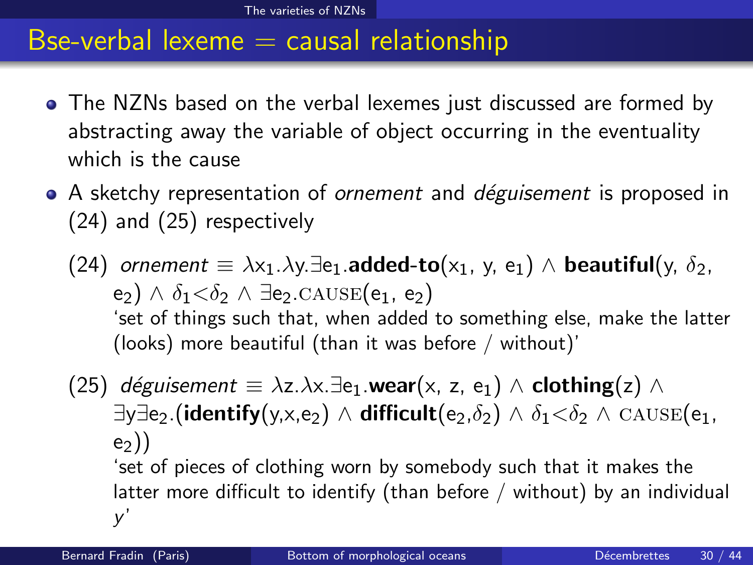## Bse-verbal lexeme = causal relationship

- The NZNs based on the verbal lexemes just discussed are formed by abstracting away the variable of object occurring in the eventuality which is the cause
- A sketchy representation of *ornement* and *déguisement* is proposed in (24) and (25) respectively

(24) *ornement* $\equiv \lambda x_1.\lambda y.\exists e_1.\textbf{added-to}(x_1, y, e_1) \wedge \textbf{beautiful}(y, \delta_2, e_2) \wedge \delta_1 < \delta_2 \wedge \exists e_2.\text{CAUSE}(e_1, e_2)$
'set of things such that, when added to something else, make the latter (looks) more beautiful (than it was before / without)'

(25) *déguisement* $\equiv \lambda z.\lambda x.\exists e_1.\textbf{wear}(x, z, e_1) \wedge \textbf{clothing}(z) \wedge \exists y \exists e_2.(\textbf{identify}(y,x,e_2) \wedge \textbf{difficult}(e_2,\delta_2) \wedge \delta_1 < \delta_2 \wedge \text{CAUSE}(e_1, e_2))$
'set of pieces of clothing worn by somebody such that it makes the latter more difficult to identify (than before / without) by an individual *y*'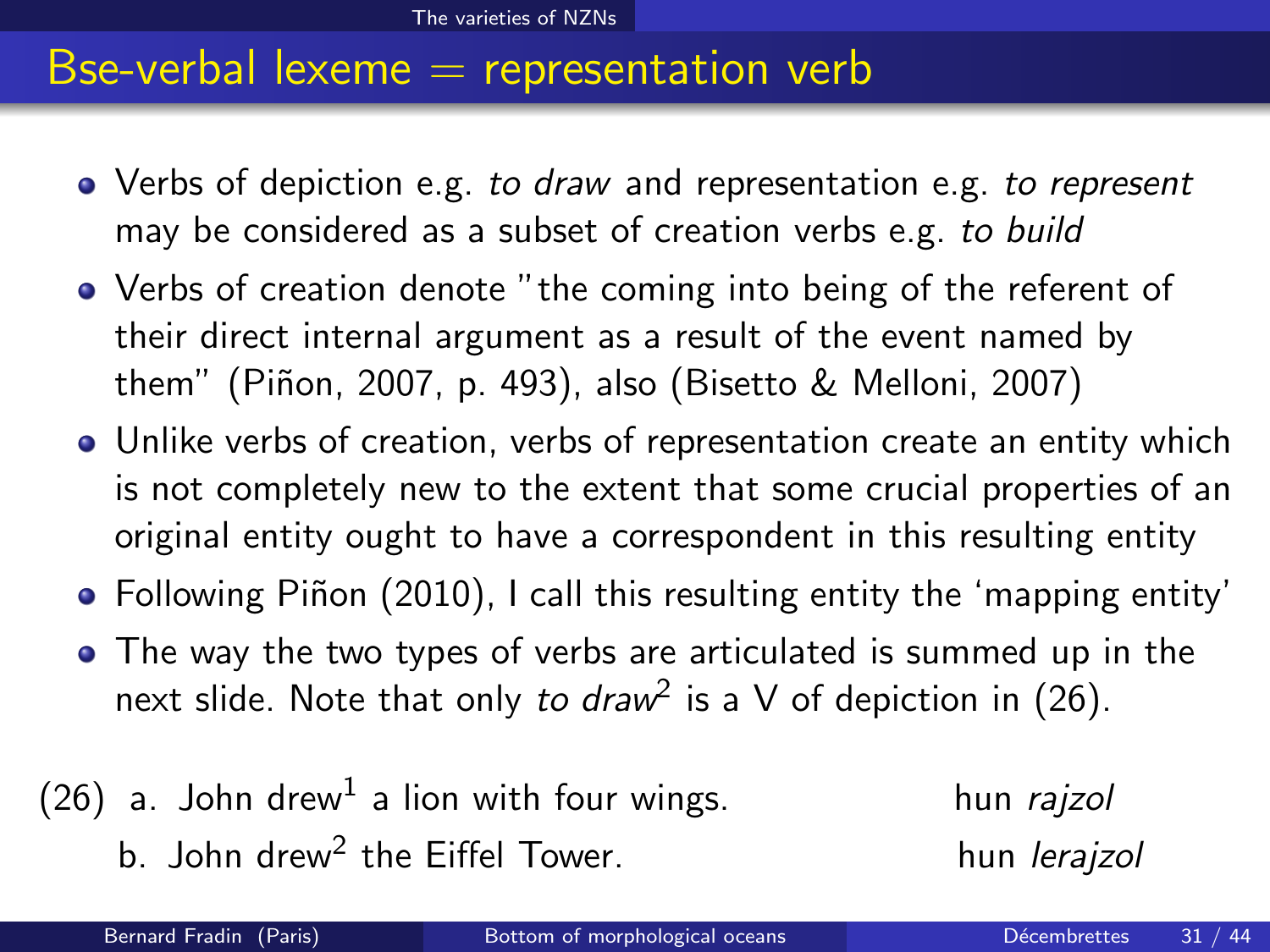## Bse-verbal lexeme = representation verb

- Verbs of depiction e.g. *to draw* and representation e.g. *to represent* may be considered as a subset of creation verbs e.g. *to build*
- Verbs of creation denote "the coming into being of the referent of their direct internal argument as a result of the event named by them" (Piñon, 2007, p. 493), also (Bisetto & Melloni, 2007)
- Unlike verbs of creation, verbs of representation create an entity which is not completely new to the extent that some crucial properties of an original entity ought to have a correspondent in this resulting entity
- Following Piñon (2010), I call this resulting entity the 'mapping entity'
- The way the two types of verbs are articulated is summed up in the next slide. Note that only *to draw*$^2$ is a V of depiction in (26).

(26) a. John drew$^1$ a lion with four wings. hun *rajzol*

b. John drew$^2$ the Eiffel Tower. hun *lerajzol*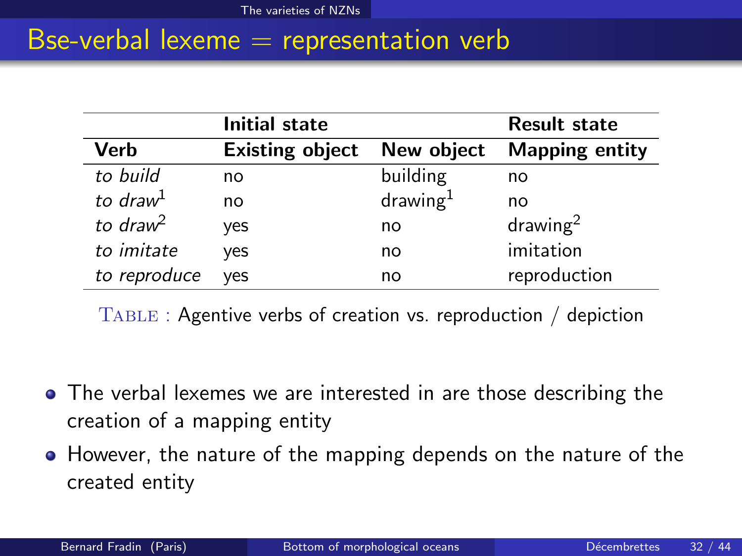# Bse-verbal lexeme = representation verb

| | Initial state | | Result state |
|---|---|---|---|
| **Verb** | **Existing object** | **New object** | **Mapping entity** |
| *to build* | no | building | no |
| *to draw*[1] | no | drawing[1] | no |
| *to draw*[2] | yes | no | drawing[2] |
| *to imitate* | yes | no | imitation |
| *to reproduce* | yes | no | reproduction |

TABLE : Agentive verbs of creation vs. reproduction / depiction

- The verbal lexemes we are interested in are those describing the creation of a mapping entity
- However, the nature of the mapping depends on the nature of the created entity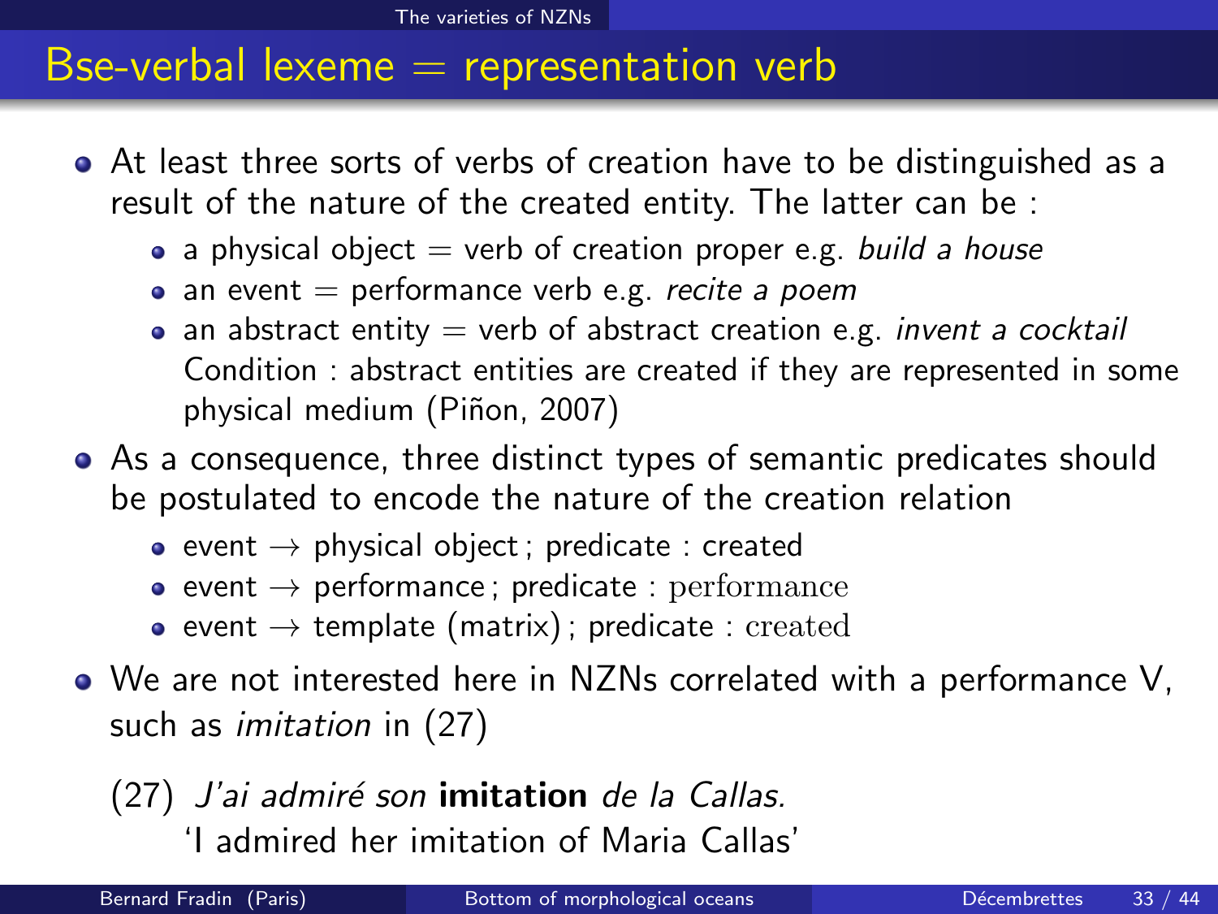## Bse-verbal lexeme = representation verb

- At least three sorts of verbs of creation have to be distinguished as a result of the nature of the created entity. The latter can be :
  - a physical object = verb of creation proper e.g. *build a house*
  - an event = performance verb e.g. *recite a poem*
  - an abstract entity = verb of abstract creation e.g. *invent a cocktail*
    Condition : abstract entities are created if they are represented in some physical medium (Piñon, 2007)
- As a consequence, three distinct types of semantic predicates should be postulated to encode the nature of the creation relation
  - event → physical object ; predicate : created
  - event → performance ; predicate : performance
  - event → template (matrix) ; predicate : created
- We are not interested here in NZNs correlated with a performance V, such as *imitation* in (27)

(27) *J'ai admiré son* **imitation** *de la Callas.*
'I admired her imitation of Maria Callas'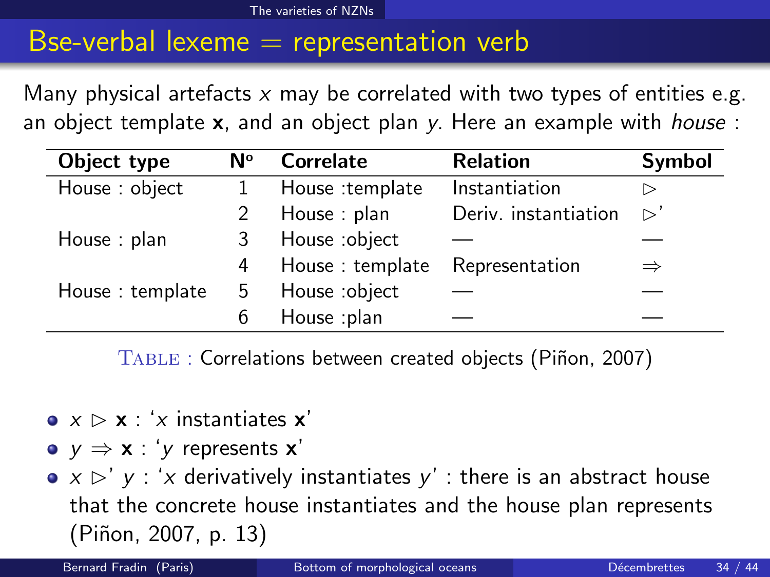# Bse-verbal lexeme = representation verb

Many physical artefacts $x$ may be correlated with two types of entities e.g. an object template $\mathbf{x}$, and an object plan $y$. Here an example with *house* :

| Object type | Nº | Correlate | Relation | Symbol |
|---|---|---|---|---|
| House : object | 1 | House :template | Instantiation | $\triangleright$ |
| | 2 | House : plan | Deriv. instantiation | $\triangleright$' |
| House : plan | 3 | House :object | — | — |
| | 4 | House : template | Representation | $\Rightarrow$ |
| House : template | 5 | House :object | — | — |
| | 6 | House :plan | — | — |

TABLE : Correlations between created objects (Piñon, 2007)

- $x \triangleright \mathbf{x}$ : '$x$ instantiates $\mathbf{x}$'
- $y \Rightarrow \mathbf{x}$ : '$y$ represents $\mathbf{x}$'
- $x \triangleright' y$ : '$x$ derivatively instantiates $y$' : there is an abstract house that the concrete house instantiates and the house plan represents (Piñon, 2007, p. 13)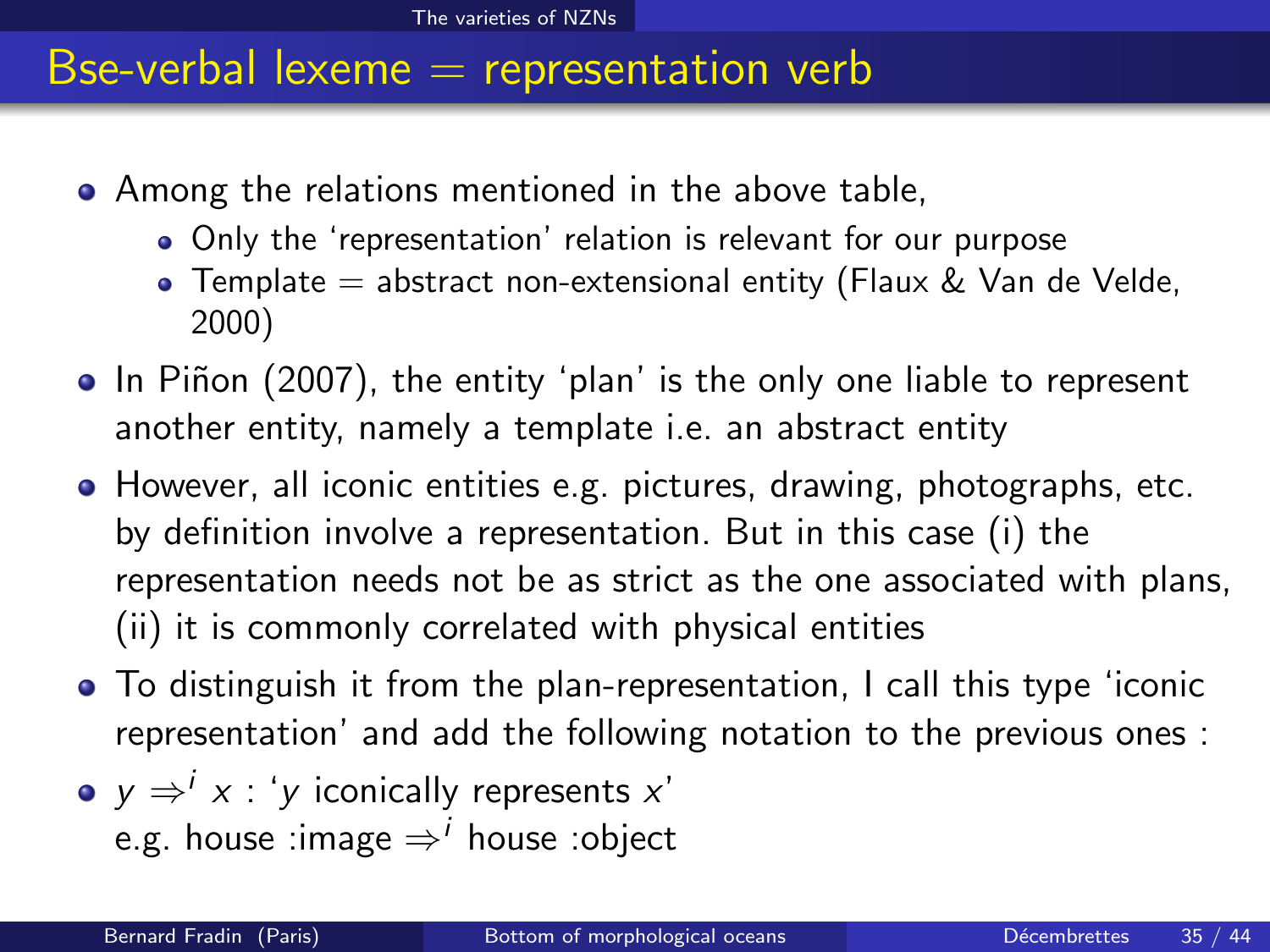## Bse-verbal lexeme = representation verb

- Among the relations mentioned in the above table,
  - Only the 'representation' relation is relevant for our purpose
  - Template = abstract non-extensional entity (Flaux & Van de Velde, 2000)
- In Piñon (2007), the entity 'plan' is the only one liable to represent another entity, namely a template i.e. an abstract entity
- However, all iconic entities e.g. pictures, drawing, photographs, etc. by definition involve a representation. But in this case (i) the representation needs not be as strict as the one associated with plans, (ii) it is commonly correlated with physical entities
- To distinguish it from the plan-representation, I call this type 'iconic representation' and add the following notation to the previous ones :
- $y \Rightarrow^i x$ : '$y$ iconically represents $x$'
  e.g. house :image $\Rightarrow^i$ house :object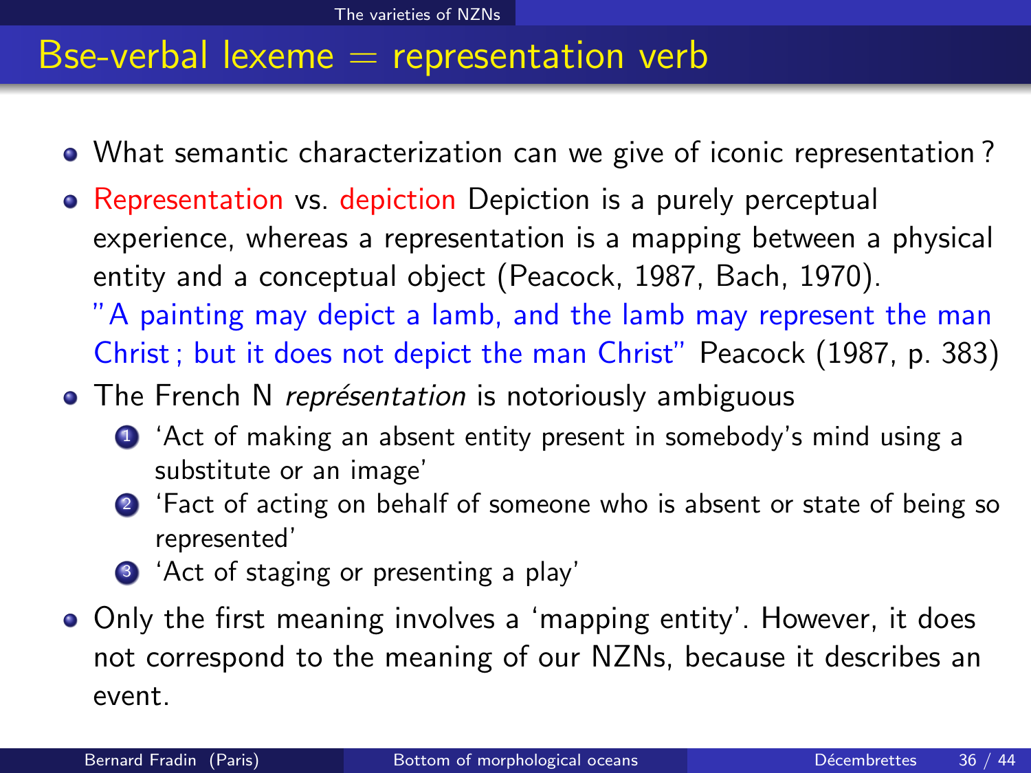## Bse-verbal lexeme = representation verb

- What semantic characterization can we give of iconic representation ?
- Representation vs. depiction Depiction is a purely perceptual experience, whereas a representation is a mapping between a physical entity and a conceptual object (Peacock, 1987, Bach, 1970).
  "A painting may depict a lamb, and the lamb may represent the man Christ ; but it does not depict the man Christ" Peacock (1987, p. 383)
- The French N *représentation* is notoriously ambiguous
  1. 'Act of making an absent entity present in somebody's mind using a substitute or an image'
  2. 'Fact of acting on behalf of someone who is absent or state of being so represented'
  3. 'Act of staging or presenting a play'
- Only the first meaning involves a 'mapping entity'. However, it does not correspond to the meaning of our NZNs, because it describes an event.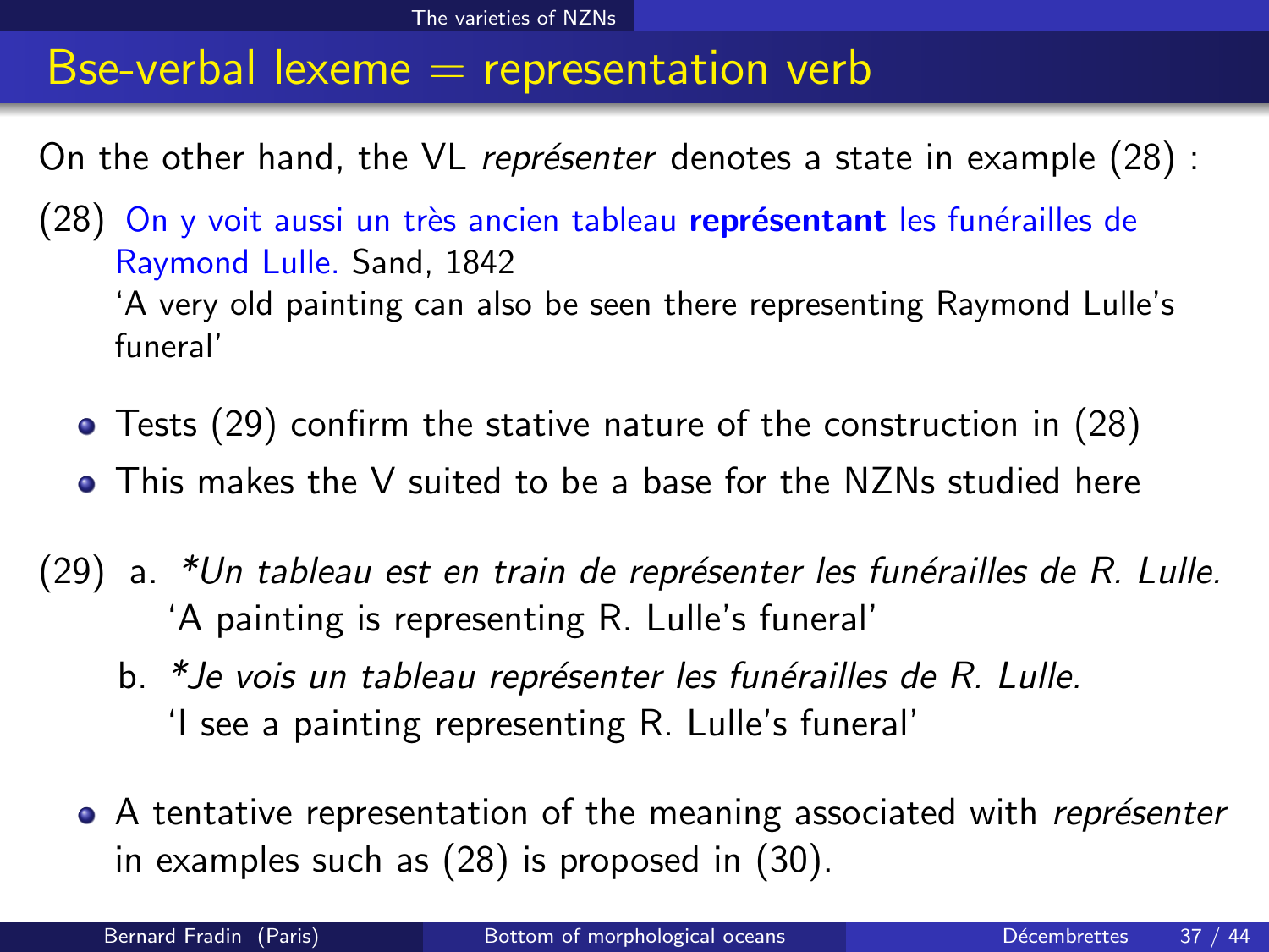## Bse-verbal lexeme = representation verb

On the other hand, the VL *représenter* denotes a state in example (28) :

(28) On y voit aussi un très ancien tableau **représentant** les funérailles de Raymond Lulle. Sand, 1842
'A very old painting can also be seen there representing Raymond Lulle's funeral'

- Tests (29) confirm the stative nature of the construction in (28)
- This makes the V suited to be a base for the NZNs studied here

(29) a. *\*Un tableau est en train de représenter les funérailles de R. Lulle.*
'A painting is representing R. Lulle's funeral'

b. *\*Je vois un tableau représenter les funérailles de R. Lulle.*
'I see a painting representing R. Lulle's funeral'

- A tentative representation of the meaning associated with *représenter* in examples such as (28) is proposed in (30).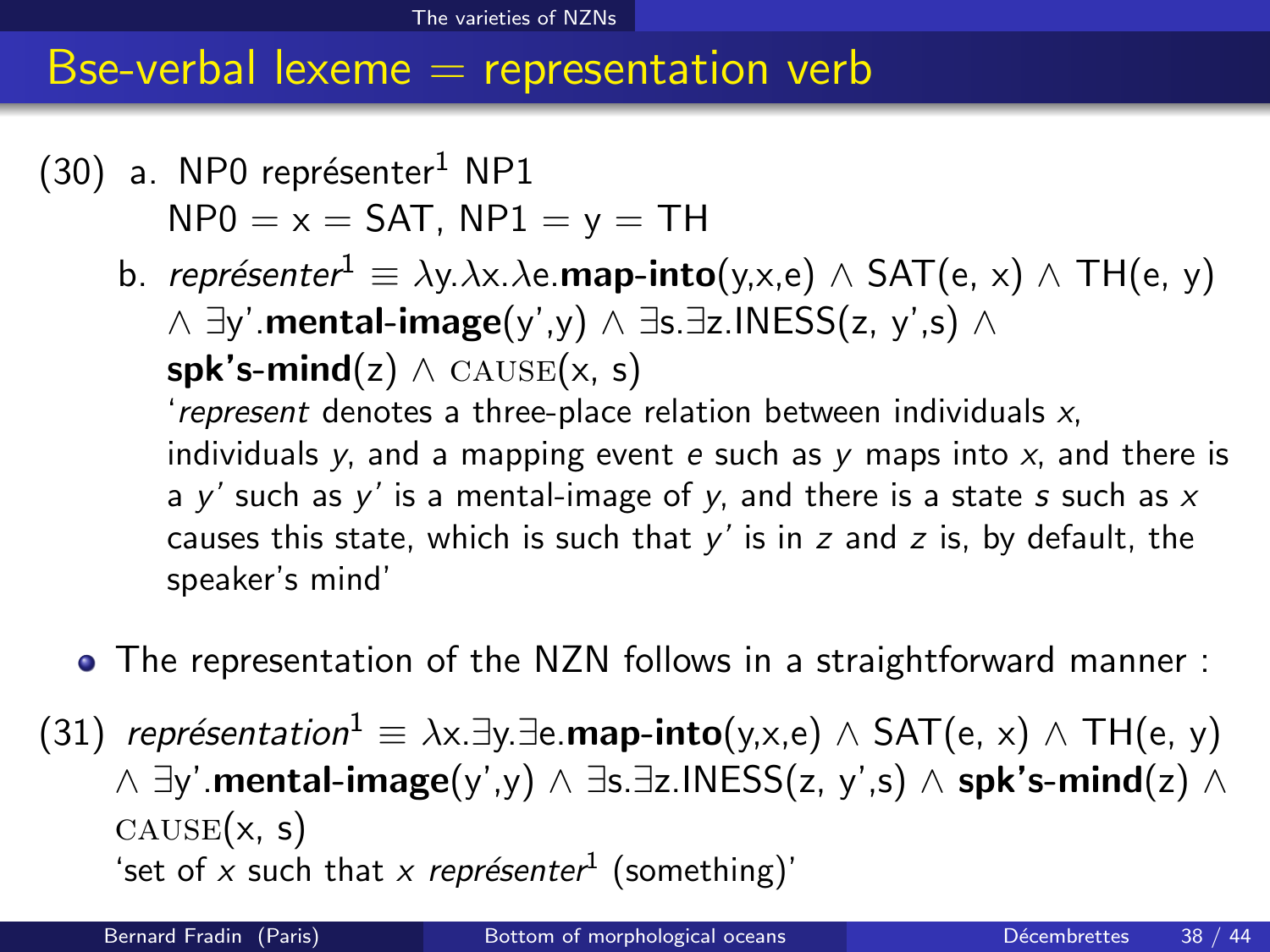## Bse-verbal lexeme = representation verb

(30) a. NP0 représenter[1] NP1
NP0 = x = SAT, NP1 = y = TH

b. *représenter*[1] $\equiv \lambda y.\lambda x.\lambda e.$**map-into**(y,x,e) $\wedge$ SAT(e, x) $\wedge$ TH(e, y) $\wedge$ $\exists$y'.**mental-image**(y',y) $\wedge$ $\exists$s.$\exists$z.INESS(z, y',s) $\wedge$ **spk's-mind**(z) $\wedge$ CAUSE(x, s)

'*represent* denotes a three-place relation between individuals *x*, individuals *y*, and a mapping event *e* such as *y* maps into *x*, and there is a *y'* such as *y'* is a mental-image of *y*, and there is a state *s* such as *x* causes this state, which is such that *y'* is in *z* and *z* is, by default, the speaker's mind'

- The representation of the NZN follows in a straightforward manner :

(31) *représentation*[1] $\equiv \lambda x.\exists y.\exists e.$**map-into**(y,x,e) $\wedge$ SAT(e, x) $\wedge$ TH(e, y) $\wedge$ $\exists$y'.**mental-image**(y',y) $\wedge$ $\exists$s.$\exists$z.INESS(z, y',s) $\wedge$ **spk's-mind**(z) $\wedge$ CAUSE(x, s)

'set of *x* such that *x* *représenter*[1] (something)'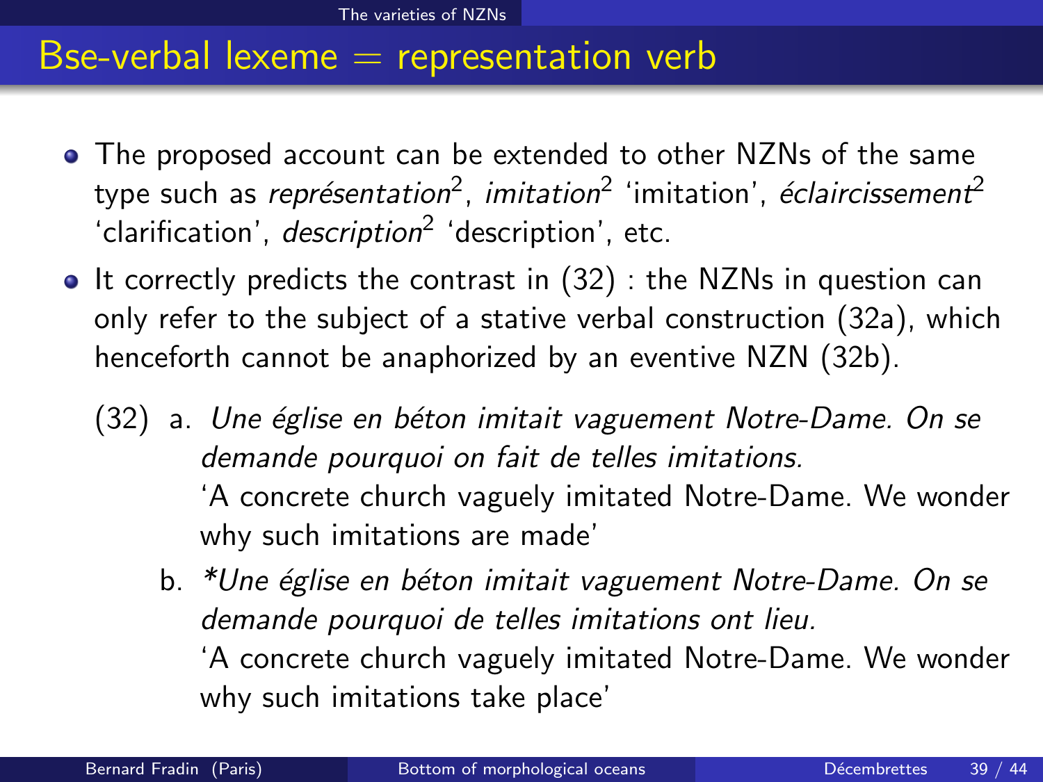## Bse-verbal lexeme = representation verb

- The proposed account can be extended to other NZNs of the same type such as *représentation*$^2$, *imitation*$^2$ 'imitation', *éclaircissement*$^2$ 'clarification', *description*$^2$ 'description', etc.
- It correctly predicts the contrast in (32) : the NZNs in question can only refer to the subject of a stative verbal construction (32a), which henceforth cannot be anaphorized by an eventive NZN (32b).

(32) a. *Une église en béton imitait vaguement Notre-Dame. On se demande pourquoi on fait de telles imitations.*
'A concrete church vaguely imitated Notre-Dame. We wonder why such imitations are made'

b. **Une église en béton imitait vaguement Notre-Dame. On se demande pourquoi de telles imitations ont lieu.*
'A concrete church vaguely imitated Notre-Dame. We wonder why such imitations take place'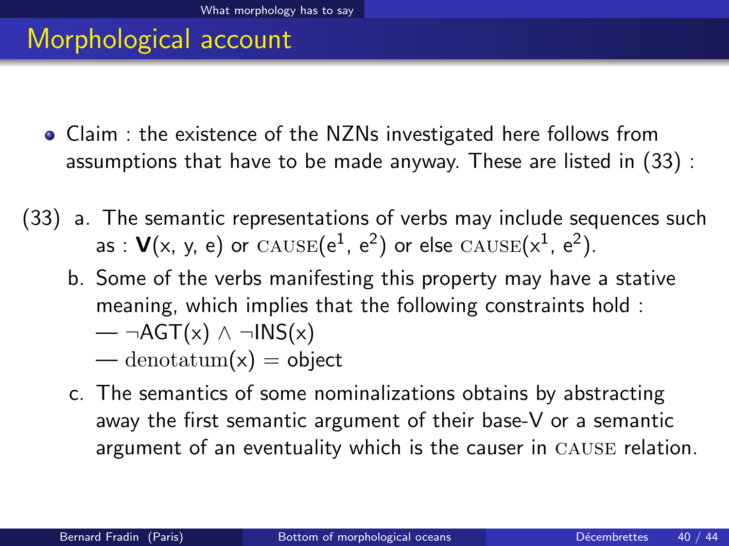## Morphological account

- Claim : the existence of the NZNs investigated here follows from assumptions that have to be made anyway. These are listed in (33) :

(33) a. The semantic representations of verbs may include sequences such as : **V**(x, y, e) or $\textsc{cause}(e^1, e^2)$ or else $\textsc{cause}(x^1, e^2)$.

b. Some of the verbs manifesting this property may have a stative meaning, which implies that the following constraints hold :
— $\neg\mathrm{AGT}(x) \wedge \neg\mathrm{INS}(x)$
— $\mathrm{denotatum}(x) = \text{object}$

c. The semantics of some nominalizations obtains by abstracting away the first semantic argument of their base-V or a semantic argument of an eventuality which is the causer in CAUSE relation.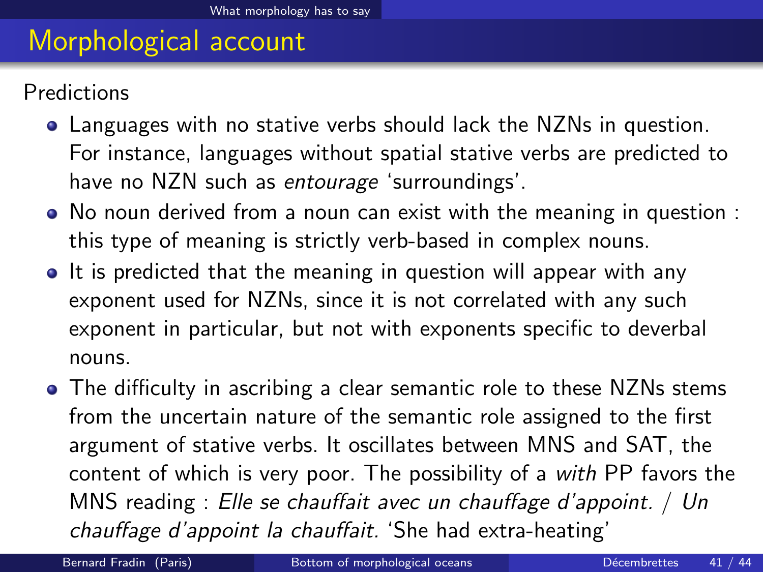## Morphological account

Predictions

- Languages with no stative verbs should lack the NZNs in question. For instance, languages without spatial stative verbs are predicted to have no NZN such as *entourage* 'surroundings'.
- No noun derived from a noun can exist with the meaning in question : this type of meaning is strictly verb-based in complex nouns.
- It is predicted that the meaning in question will appear with any exponent used for NZNs, since it is not correlated with any such exponent in particular, but not with exponents specific to deverbal nouns.
- The difficulty in ascribing a clear semantic role to these NZNs stems from the uncertain nature of the semantic role assigned to the first argument of stative verbs. It oscillates between MNS and SAT, the content of which is very poor. The possibility of a *with* PP favors the MNS reading : *Elle se chauffait avec un chauffage d'appoint. / Un chauffage d'appoint la chauffait.* 'She had extra-heating'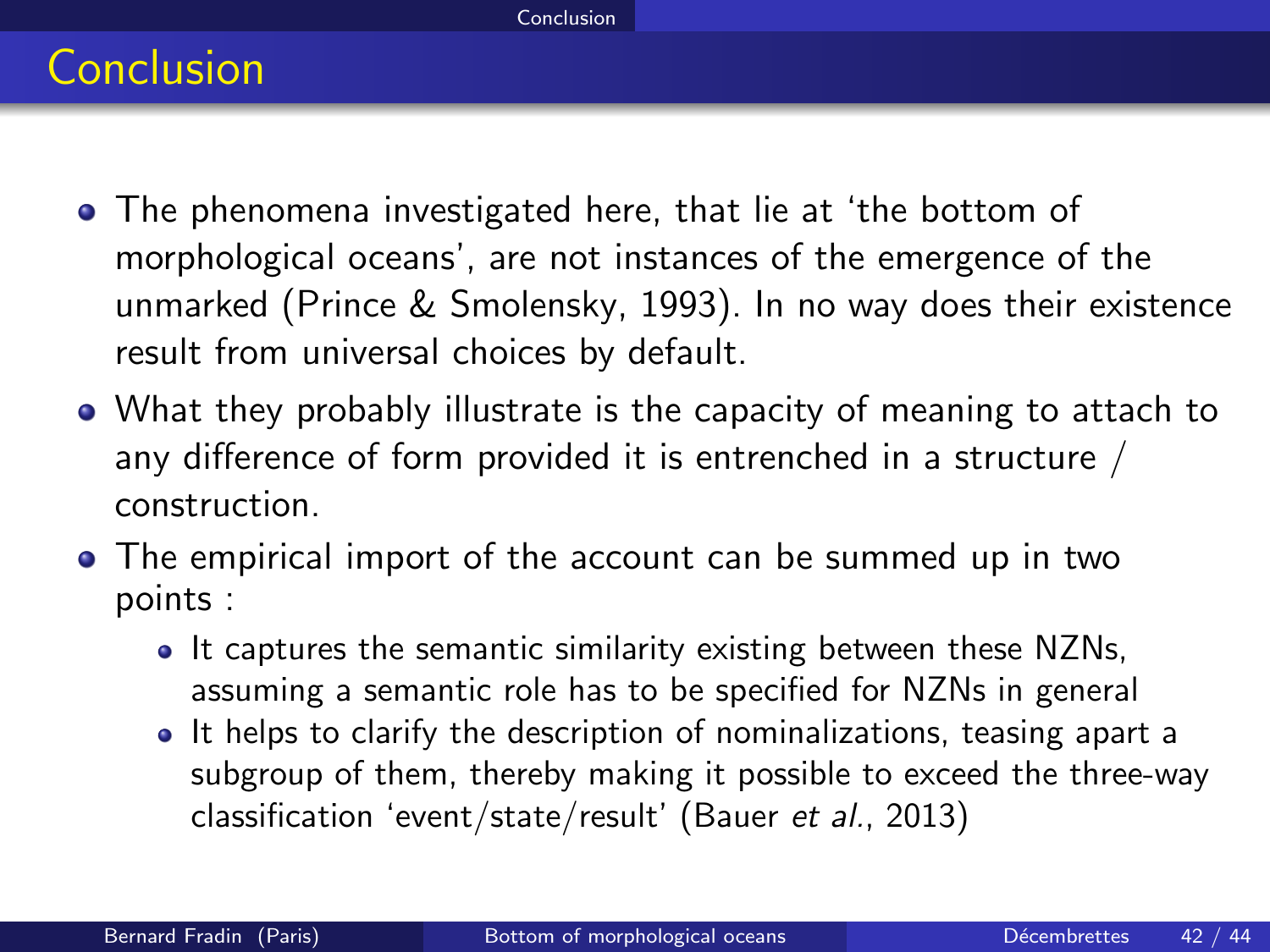# Conclusion

- The phenomena investigated here, that lie at 'the bottom of morphological oceans', are not instances of the emergence of the unmarked (Prince & Smolensky, 1993). In no way does their existence result from universal choices by default.
- What they probably illustrate is the capacity of meaning to attach to any difference of form provided it is entrenched in a structure / construction.
- The empirical import of the account can be summed up in two points :
  - It captures the semantic similarity existing between these NZNs, assuming a semantic role has to be specified for NZNs in general
  - It helps to clarify the description of nominalizations, teasing apart a subgroup of them, thereby making it possible to exceed the three-way classification 'event/state/result' (Bauer *et al.*, 2013)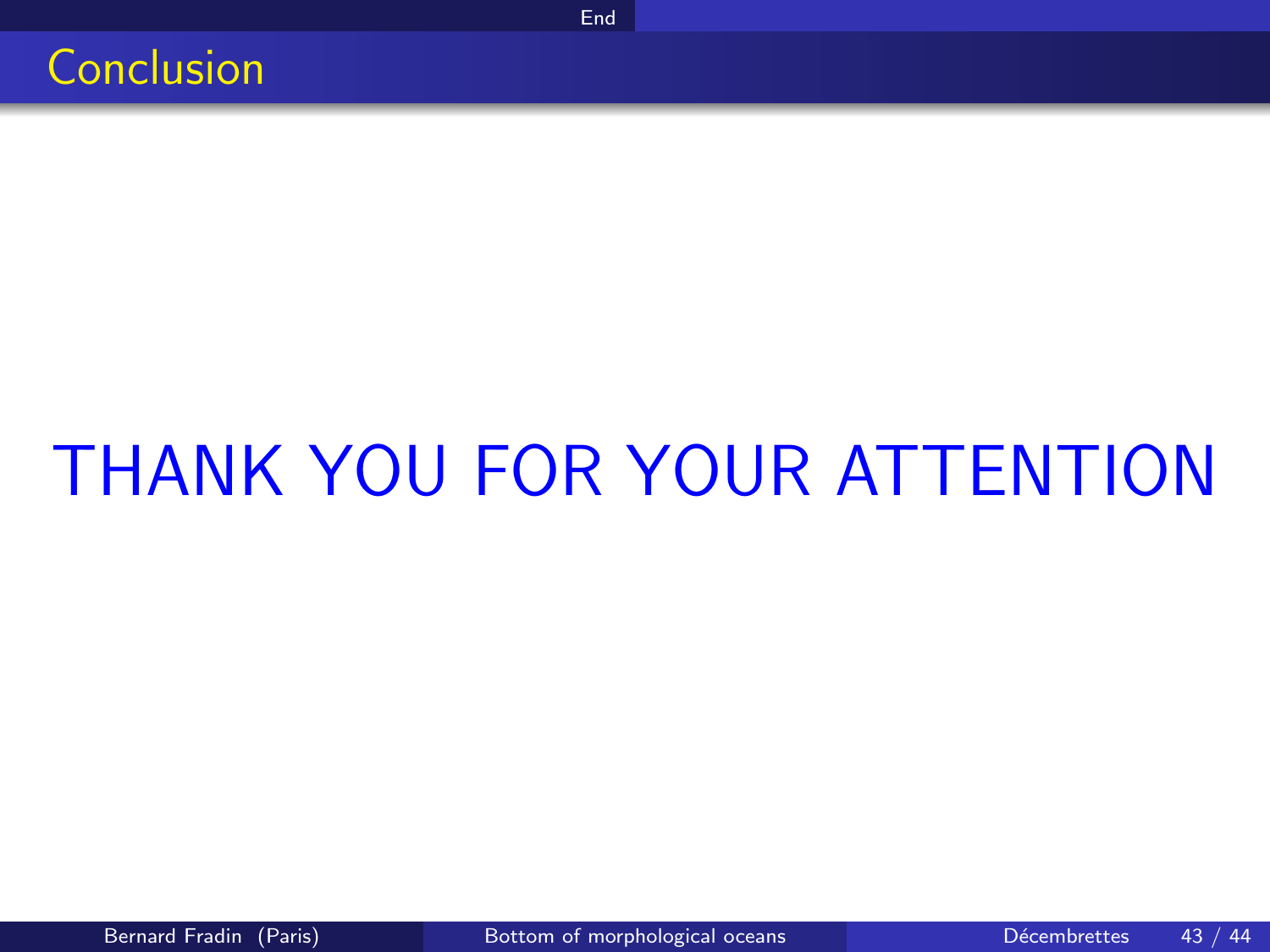# Conclusion

THANK YOU FOR YOUR ATTENTION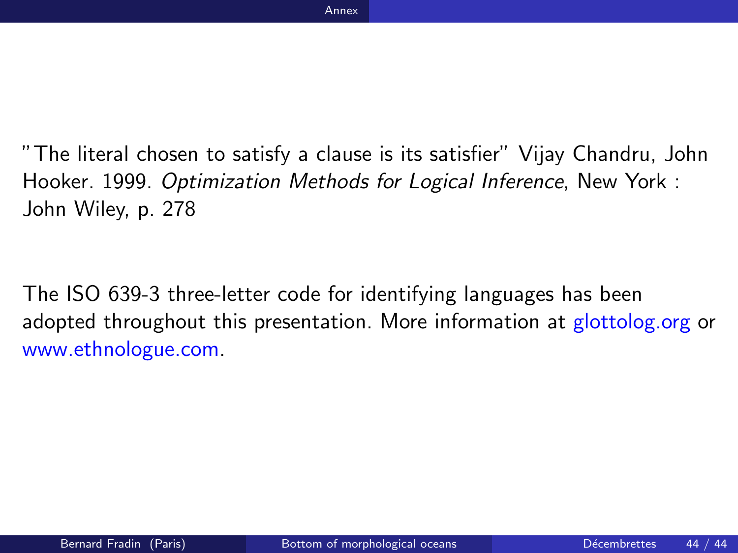"The literal chosen to satisfy a clause is its satisfier" Vijay Chandru, John Hooker. 1999. *Optimization Methods for Logical Inference*, New York : John Wiley, p. 278

The ISO 639-3 three-letter code for identifying languages has been adopted throughout this presentation. More information at glottolog.org or www.ethnologue.com.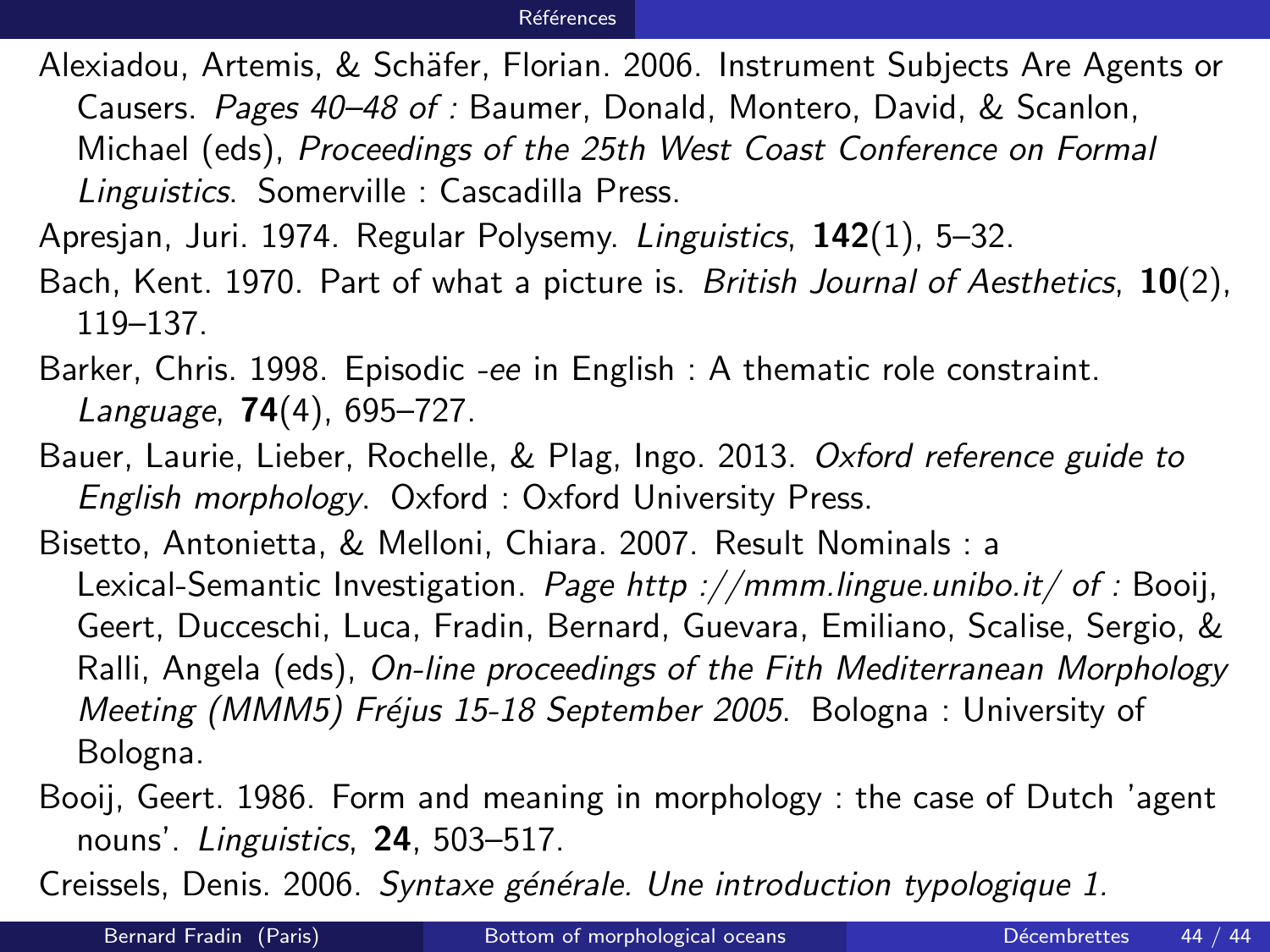Alexiadou, Artemis, & Schäfer, Florian. 2006. Instrument Subjects Are Agents or Causers. *Pages 40–48 of :* Baumer, Donald, Montero, David, & Scanlon, Michael (eds), *Proceedings of the 25th West Coast Conference on Formal Linguistics*. Somerville : Cascadilla Press.

Apresjan, Juri. 1974. Regular Polysemy. *Linguistics*, **142**(1), 5–32.

Bach, Kent. 1970. Part of what a picture is. *British Journal of Aesthetics*, **10**(2), 119–137.

Barker, Chris. 1998. Episodic *-ee* in English : A thematic role constraint. *Language*, **74**(4), 695–727.

Bauer, Laurie, Lieber, Rochelle, & Plag, Ingo. 2013. *Oxford reference guide to English morphology*. Oxford : Oxford University Press.

Bisetto, Antonietta, & Melloni, Chiara. 2007. Result Nominals : a Lexical-Semantic Investigation. *Page http ://mmm.lingue.unibo.it/ of :* Booij, Geert, Ducceschi, Luca, Fradin, Bernard, Guevara, Emiliano, Scalise, Sergio, & Ralli, Angela (eds), *On-line proceedings of the Fith Mediterranean Morphology Meeting (MMM5) Fréjus 15-18 September 2005*. Bologna : University of Bologna.

Booij, Geert. 1986. Form and meaning in morphology : the case of Dutch 'agent nouns'. *Linguistics*, **24**, 503–517.

Creissels, Denis. 2006. *Syntaxe générale. Une introduction typologique 1.*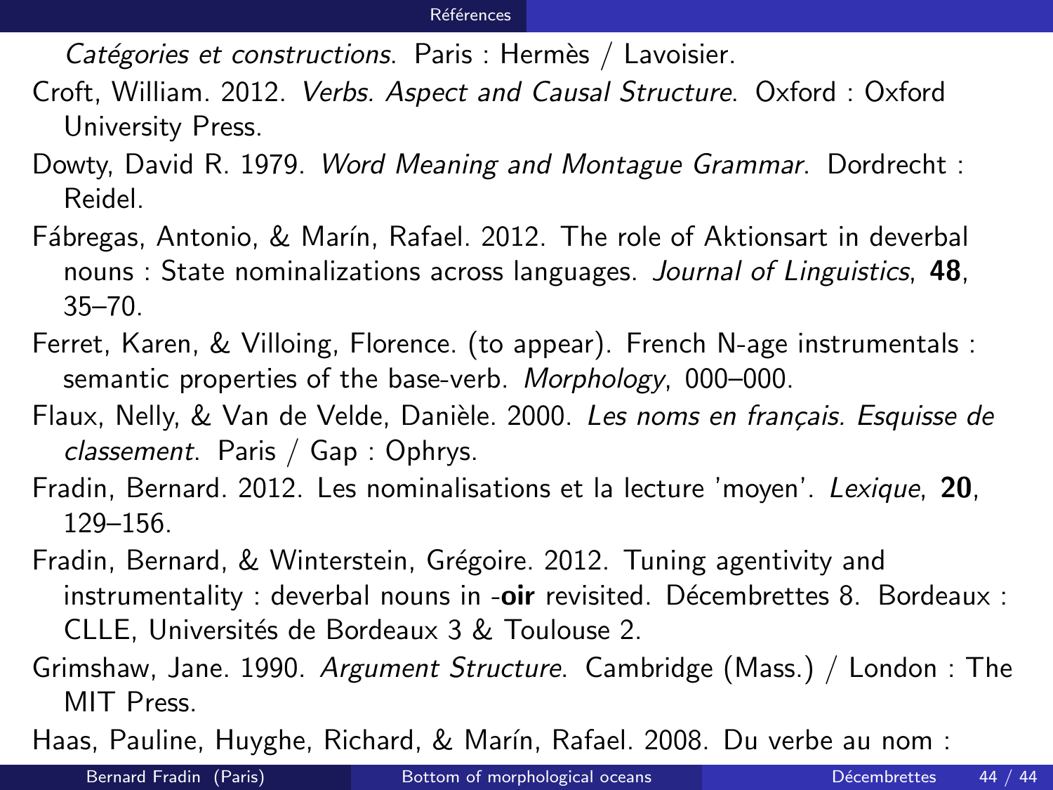*Catégories et constructions*. Paris : Hermès / Lavoisier.

Croft, William. 2012. *Verbs. Aspect and Causal Structure*. Oxford : Oxford University Press.

Dowty, David R. 1979. *Word Meaning and Montague Grammar*. Dordrecht : Reidel.

Fábregas, Antonio, & Marín, Rafael. 2012. The role of Aktionsart in deverbal nouns : State nominalizations across languages. *Journal of Linguistics*, **48**, 35–70.

Ferret, Karen, & Villoing, Florence. (to appear). French N-age instrumentals : semantic properties of the base-verb. *Morphology*, 000–000.

Flaux, Nelly, & Van de Velde, Danièle. 2000. *Les noms en français. Esquisse de classement*. Paris / Gap : Ophrys.

Fradin, Bernard. 2012. Les nominalisations et la lecture 'moyen'. *Lexique*, **20**, 129–156.

Fradin, Bernard, & Winterstein, Grégoire. 2012. Tuning agentivity and instrumentality : deverbal nouns in -**oir** revisited. Décembrettes 8. Bordeaux : CLLE, Universités de Bordeaux 3 & Toulouse 2.

Grimshaw, Jane. 1990. *Argument Structure*. Cambridge (Mass.) / London : The MIT Press.

Haas, Pauline, Huyghe, Richard, & Marín, Rafael. 2008. Du verbe au nom :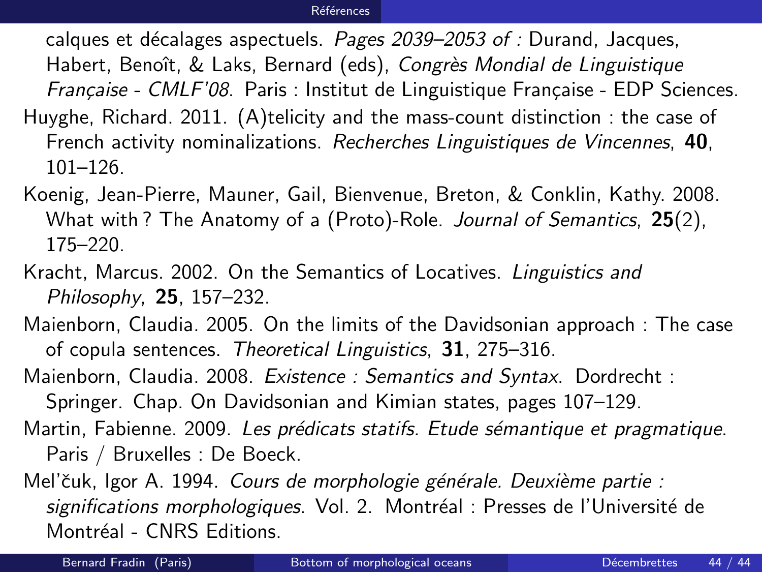calques et décalages aspectuels. *Pages 2039–2053 of :* Durand, Jacques, Habert, Benoît, & Laks, Bernard (eds), *Congrès Mondial de Linguistique Française - CMLF'08*. Paris : Institut de Linguistique Française - EDP Sciences.

Huyghe, Richard. 2011. (A)telicity and the mass-count distinction : the case of French activity nominalizations. *Recherches Linguistiques de Vincennes*, **40**, 101–126.

Koenig, Jean-Pierre, Mauner, Gail, Bienvenue, Breton, & Conklin, Kathy. 2008. What with ? The Anatomy of a (Proto)-Role. *Journal of Semantics*, **25**(2), 175–220.

Kracht, Marcus. 2002. On the Semantics of Locatives. *Linguistics and Philosophy*, **25**, 157–232.

Maienborn, Claudia. 2005. On the limits of the Davidsonian approach : The case of copula sentences. *Theoretical Linguistics*, **31**, 275–316.

Maienborn, Claudia. 2008. *Existence : Semantics and Syntax*. Dordrecht : Springer. Chap. On Davidsonian and Kimian states, pages 107–129.

Martin, Fabienne. 2009. *Les prédicats statifs. Etude sémantique et pragmatique*. Paris / Bruxelles : De Boeck.

Mel'čuk, Igor A. 1994. *Cours de morphologie générale. Deuxième partie : significations morphologiques*. Vol. 2. Montréal : Presses de l'Université de Montréal - CNRS Editions.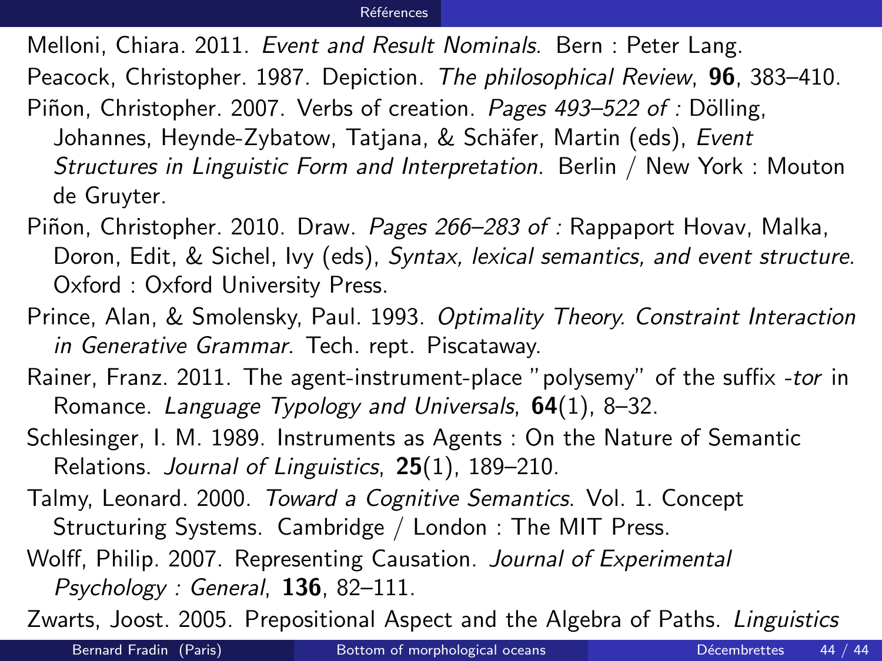Melloni, Chiara. 2011. *Event and Result Nominals*. Bern : Peter Lang.

Peacock, Christopher. 1987. Depiction. *The philosophical Review*, **96**, 383–410.

Piñon, Christopher. 2007. Verbs of creation. *Pages 493–522 of :* Dölling, Johannes, Heynde-Zybatow, Tatjana, & Schäfer, Martin (eds), *Event Structures in Linguistic Form and Interpretation*. Berlin / New York : Mouton de Gruyter.

Piñon, Christopher. 2010. Draw. *Pages 266–283 of :* Rappaport Hovav, Malka, Doron, Edit, & Sichel, Ivy (eds), *Syntax, lexical semantics, and event structure*. Oxford : Oxford University Press.

Prince, Alan, & Smolensky, Paul. 1993. *Optimality Theory. Constraint Interaction in Generative Grammar*. Tech. rept. Piscataway.

Rainer, Franz. 2011. The agent-instrument-place "polysemy" of the suffix *-tor* in Romance. *Language Typology and Universals*, **64**(1), 8–32.

Schlesinger, I. M. 1989. Instruments as Agents : On the Nature of Semantic Relations. *Journal of Linguistics*, **25**(1), 189–210.

Talmy, Leonard. 2000. *Toward a Cognitive Semantics*. Vol. 1. Concept Structuring Systems. Cambridge / London : The MIT Press.

Wolff, Philip. 2007. Representing Causation. *Journal of Experimental Psychology : General*, **136**, 82–111.

Zwarts, Joost. 2005. Prepositional Aspect and the Algebra of Paths. *Linguistics*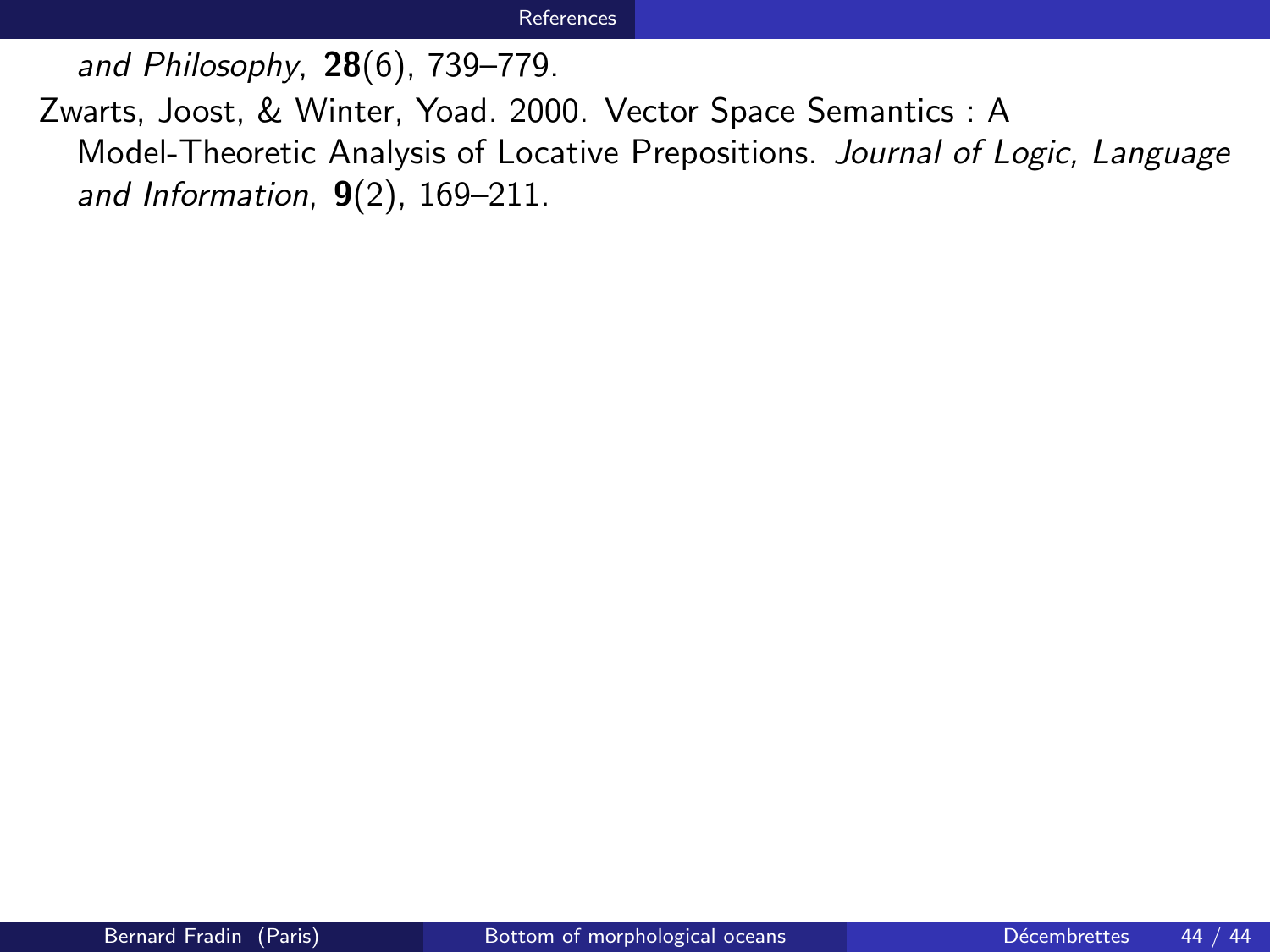*and Philosophy*, **28**(6), 739–779.

Zwarts, Joost, & Winter, Yoad. 2000. Vector Space Semantics : A Model-Theoretic Analysis of Locative Prepositions. *Journal of Logic, Language and Information*, **9**(2), 169–211.